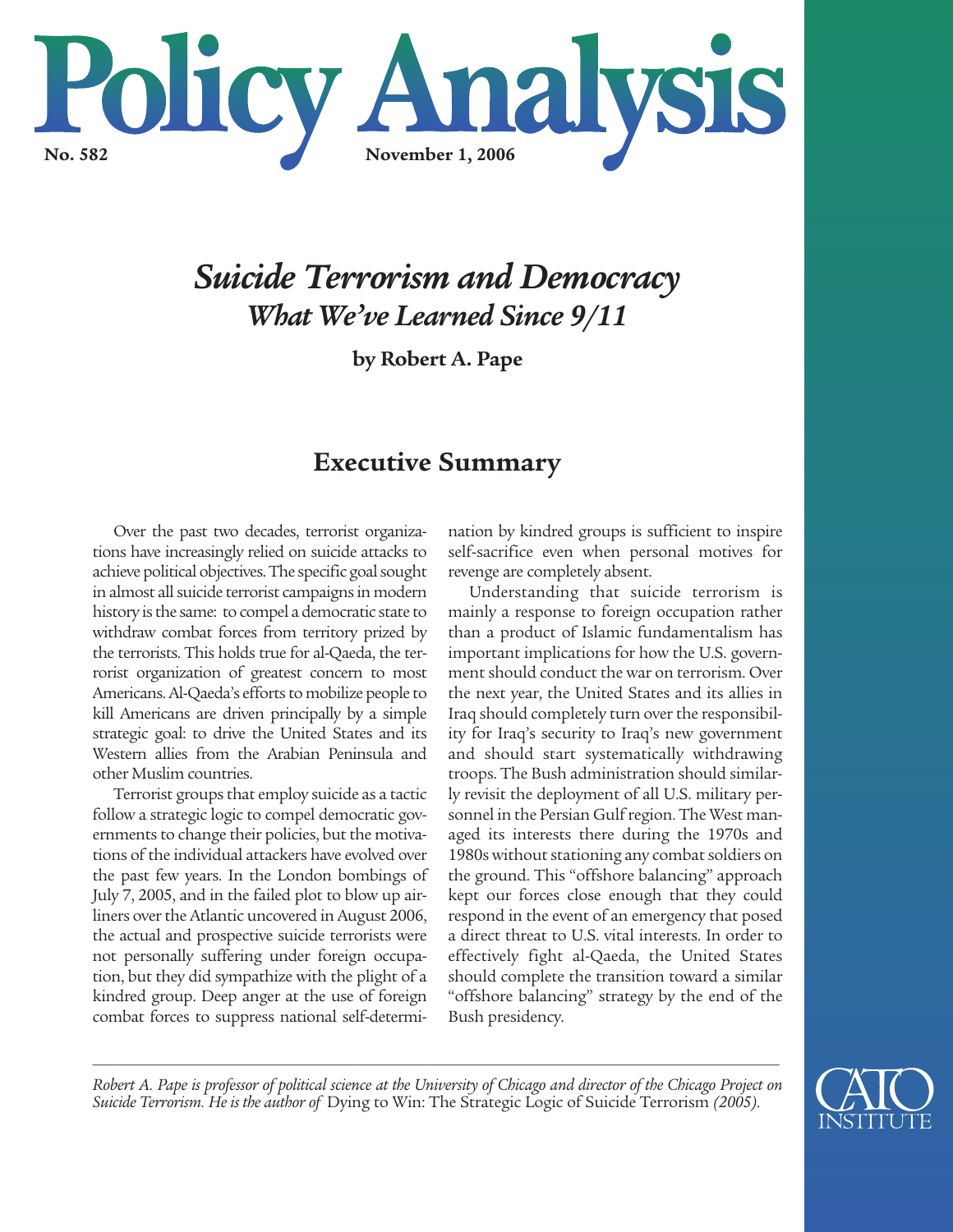# Policy Analysis

**No. 582** **November 1, 2006**

# *Suicide Terrorism and Democracy*
## *What We've Learned Since 9/11*

**by Robert A. Pape**

## Executive Summary

Over the past two decades, terrorist organizations have increasingly relied on suicide attacks to achieve political objectives. The specific goal sought in almost all suicide terrorist campaigns in modern history is the same: to compel a democratic state to withdraw combat forces from territory prized by the terrorists. This holds true for al-Qaeda, the terrorist organization of greatest concern to most Americans. Al-Qaeda's efforts to mobilize people to kill Americans are driven principally by a simple strategic goal: to drive the United States and its Western allies from the Arabian Peninsula and other Muslim countries.

Terrorist groups that employ suicide as a tactic follow a strategic logic to compel democratic governments to change their policies, but the motivations of the individual attackers have evolved over the past few years. In the London bombings of July 7, 2005, and in the failed plot to blow up airliners over the Atlantic uncovered in August 2006, the actual and prospective suicide terrorists were not personally suffering under foreign occupation, but they did sympathize with the plight of a kindred group. Deep anger at the use of foreign combat forces to suppress national self-determination by kindred groups is sufficient to inspire self-sacrifice even when personal motives for revenge are completely absent.

Understanding that suicide terrorism is mainly a response to foreign occupation rather than a product of Islamic fundamentalism has important implications for how the U.S. government should conduct the war on terrorism. Over the next year, the United States and its allies in Iraq should completely turn over the responsibility for Iraq's security to Iraq's new government and should start systematically withdrawing troops. The Bush administration should similarly revisit the deployment of all U.S. military personnel in the Persian Gulf region. The West managed its interests there during the 1970s and 1980s without stationing any combat soldiers on the ground. This "offshore balancing" approach kept our forces close enough that they could respond in the event of an emergency that posed a direct threat to U.S. vital interests. In order to effectively fight al-Qaeda, the United States should complete the transition toward a similar "offshore balancing" strategy by the end of the Bush presidency.

---

*Robert A. Pape is professor of political science at the University of Chicago and director of the Chicago Project on Suicide Terrorism. He is the author of* Dying to Win: The Strategic Logic of Suicide Terrorism *(2005).*

CATO INSTITUTE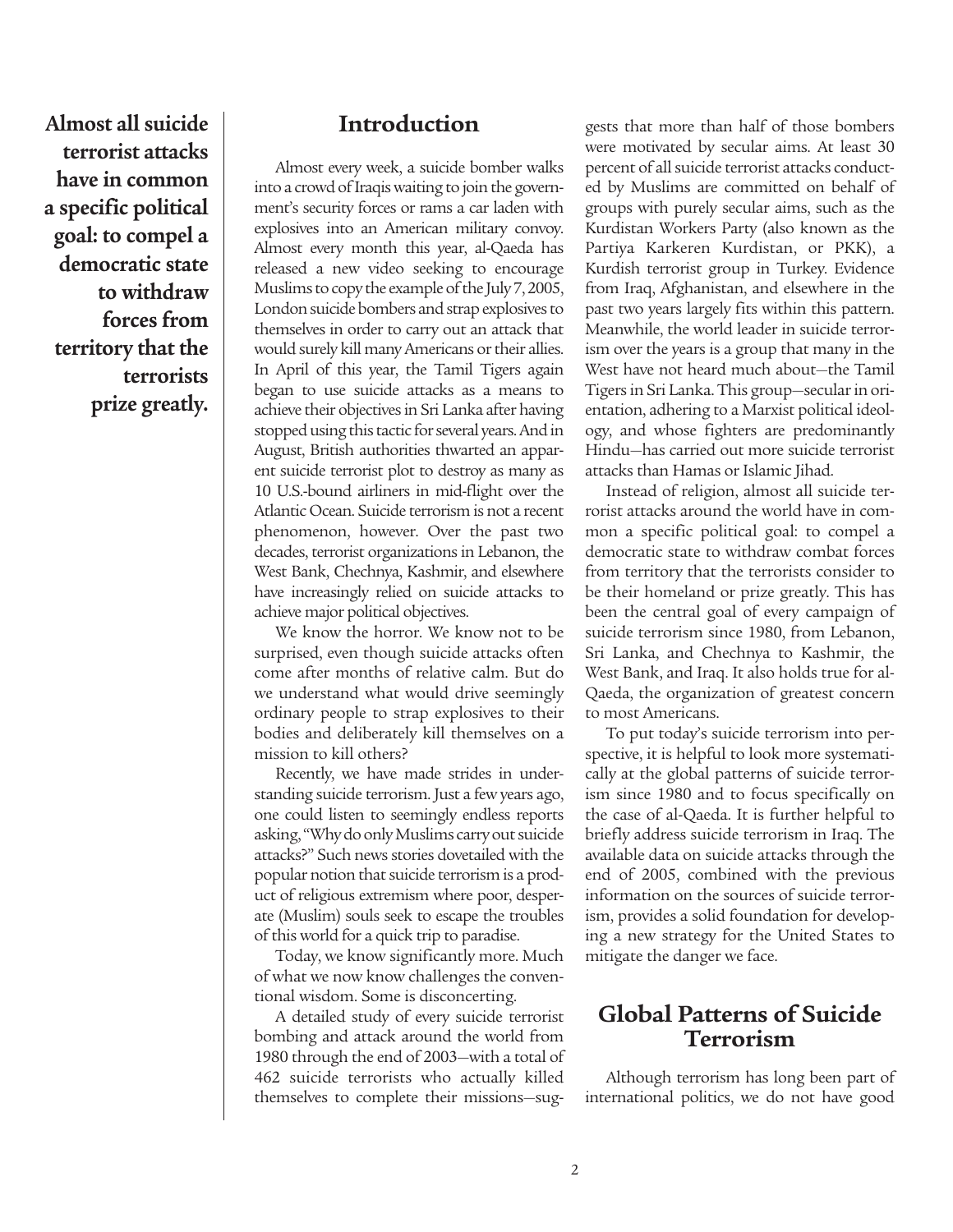**Almost all suicide terrorist attacks have in common a specific political goal: to compel a democratic state to withdraw forces from territory that the terrorists prize greatly.**

## Introduction

Almost every week, a suicide bomber walks into a crowd of Iraqis waiting to join the government's security forces or rams a car laden with explosives into an American military convoy. Almost every month this year, al-Qaeda has released a new video seeking to encourage Muslims to copy the example of the July 7, 2005, London suicide bombers and strap explosives to themselves in order to carry out an attack that would surely kill many Americans or their allies. In April of this year, the Tamil Tigers again began to use suicide attacks as a means to achieve their objectives in Sri Lanka after having stopped using this tactic for several years. And in August, British authorities thwarted an apparent suicide terrorist plot to destroy as many as 10 U.S.-bound airliners in mid-flight over the Atlantic Ocean. Suicide terrorism is not a recent phenomenon, however. Over the past two decades, terrorist organizations in Lebanon, the West Bank, Chechnya, Kashmir, and elsewhere have increasingly relied on suicide attacks to achieve major political objectives.

We know the horror. We know not to be surprised, even though suicide attacks often come after months of relative calm. But do we understand what would drive seemingly ordinary people to strap explosives to their bodies and deliberately kill themselves on a mission to kill others?

Recently, we have made strides in understanding suicide terrorism. Just a few years ago, one could listen to seemingly endless reports asking, "Why do only Muslims carry out suicide attacks?" Such news stories dovetailed with the popular notion that suicide terrorism is a product of religious extremism where poor, desperate (Muslim) souls seek to escape the troubles of this world for a quick trip to paradise.

Today, we know significantly more. Much of what we now know challenges the conventional wisdom. Some is disconcerting.

A detailed study of every suicide terrorist bombing and attack around the world from 1980 through the end of 2003—with a total of 462 suicide terrorists who actually killed themselves to complete their missions—suggests that more than half of those bombers were motivated by secular aims. At least 30 percent of all suicide terrorist attacks conducted by Muslims are committed on behalf of groups with purely secular aims, such as the Kurdistan Workers Party (also known as the Partiya Karkeren Kurdistan, or PKK), a Kurdish terrorist group in Turkey. Evidence from Iraq, Afghanistan, and elsewhere in the past two years largely fits within this pattern. Meanwhile, the world leader in suicide terrorism over the years is a group that many in the West have not heard much about—the Tamil Tigers in Sri Lanka. This group—secular in orientation, adhering to a Marxist political ideology, and whose fighters are predominantly Hindu—has carried out more suicide terrorist attacks than Hamas or Islamic Jihad.

Instead of religion, almost all suicide terrorist attacks around the world have in common a specific political goal: to compel a democratic state to withdraw combat forces from territory that the terrorists consider to be their homeland or prize greatly. This has been the central goal of every campaign of suicide terrorism since 1980, from Lebanon, Sri Lanka, and Chechnya to Kashmir, the West Bank, and Iraq. It also holds true for al-Qaeda, the organization of greatest concern to most Americans.

To put today's suicide terrorism into perspective, it is helpful to look more systematically at the global patterns of suicide terrorism since 1980 and to focus specifically on the case of al-Qaeda. It is further helpful to briefly address suicide terrorism in Iraq. The available data on suicide attacks through the end of 2005, combined with the previous information on the sources of suicide terrorism, provides a solid foundation for developing a new strategy for the United States to mitigate the danger we face.

## Global Patterns of Suicide Terrorism

Although terrorism has long been part of international politics, we do not have good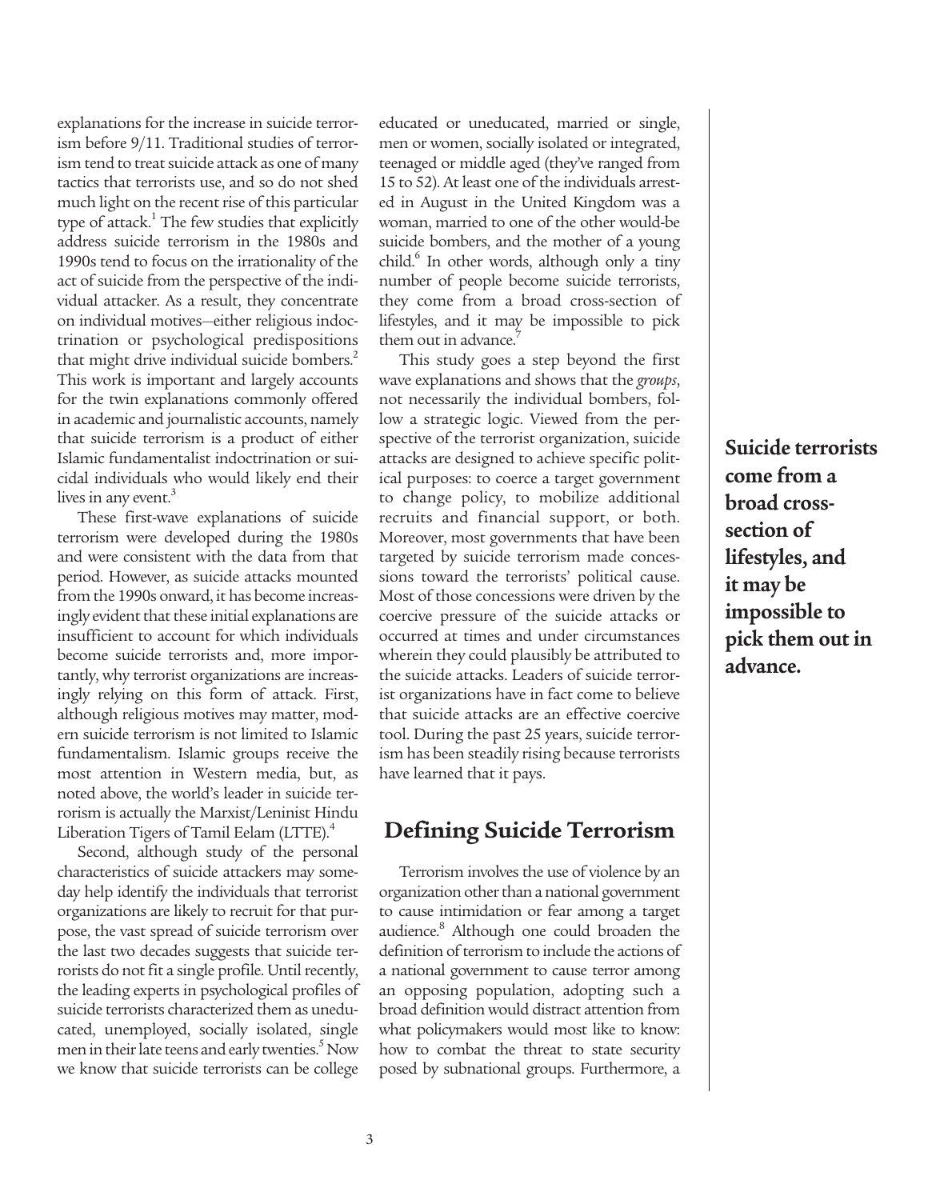explanations for the increase in suicide terrorism before 9/11. Traditional studies of terrorism tend to treat suicide attack as one of many tactics that terrorists use, and so do not shed much light on the recent rise of this particular type of attack.[1] The few studies that explicitly address suicide terrorism in the 1980s and 1990s tend to focus on the irrationality of the act of suicide from the perspective of the individual attacker. As a result, they concentrate on individual motives—either religious indoctrination or psychological predispositions that might drive individual suicide bombers.[2] This work is important and largely accounts for the twin explanations commonly offered in academic and journalistic accounts, namely that suicide terrorism is a product of either Islamic fundamentalist indoctrination or suicidal individuals who would likely end their lives in any event.[3]

These first-wave explanations of suicide terrorism were developed during the 1980s and were consistent with the data from that period. However, as suicide attacks mounted from the 1990s onward, it has become increasingly evident that these initial explanations are insufficient to account for which individuals become suicide terrorists and, more importantly, why terrorist organizations are increasingly relying on this form of attack. First, although religious motives may matter, modern suicide terrorism is not limited to Islamic fundamentalism. Islamic groups receive the most attention in Western media, but, as noted above, the world's leader in suicide terrorism is actually the Marxist/Leninist Hindu Liberation Tigers of Tamil Eelam (LTTE).[4]

Second, although study of the personal characteristics of suicide attackers may someday help identify the individuals that terrorist organizations are likely to recruit for that purpose, the vast spread of suicide terrorism over the last two decades suggests that suicide terrorists do not fit a single profile. Until recently, the leading experts in psychological profiles of suicide terrorists characterized them as uneducated, unemployed, socially isolated, single men in their late teens and early twenties.[5] Now we know that suicide terrorists can be college educated or uneducated, married or single, men or women, socially isolated or integrated, teenaged or middle aged (they've ranged from 15 to 52). At least one of the individuals arrested in August in the United Kingdom was a woman, married to one of the other would-be suicide bombers, and the mother of a young child.[6] In other words, although only a tiny number of people become suicide terrorists, they come from a broad cross-section of lifestyles, and it may be impossible to pick them out in advance.[7]

This study goes a step beyond the first wave explanations and shows that the *groups*, not necessarily the individual bombers, follow a strategic logic. Viewed from the perspective of the terrorist organization, suicide attacks are designed to achieve specific political purposes: to coerce a target government to change policy, to mobilize additional recruits and financial support, or both. Moreover, most governments that have been targeted by suicide terrorism made concessions toward the terrorists' political cause. Most of those concessions were driven by the coercive pressure of the suicide attacks or occurred at times and under circumstances wherein they could plausibly be attributed to the suicide attacks. Leaders of suicide terrorist organizations have in fact come to believe that suicide attacks are an effective coercive tool. During the past 25 years, suicide terrorism has been steadily rising because terrorists have learned that it pays.

**Suicide terrorists come from a broad cross-section of lifestyles, and it may be impossible to pick them out in advance.**

## Defining Suicide Terrorism

Terrorism involves the use of violence by an organization other than a national government to cause intimidation or fear among a target audience.[8] Although one could broaden the definition of terrorism to include the actions of a national government to cause terror among an opposing population, adopting such a broad definition would distract attention from what policymakers would most like to know: how to combat the threat to state security posed by subnational groups. Furthermore, a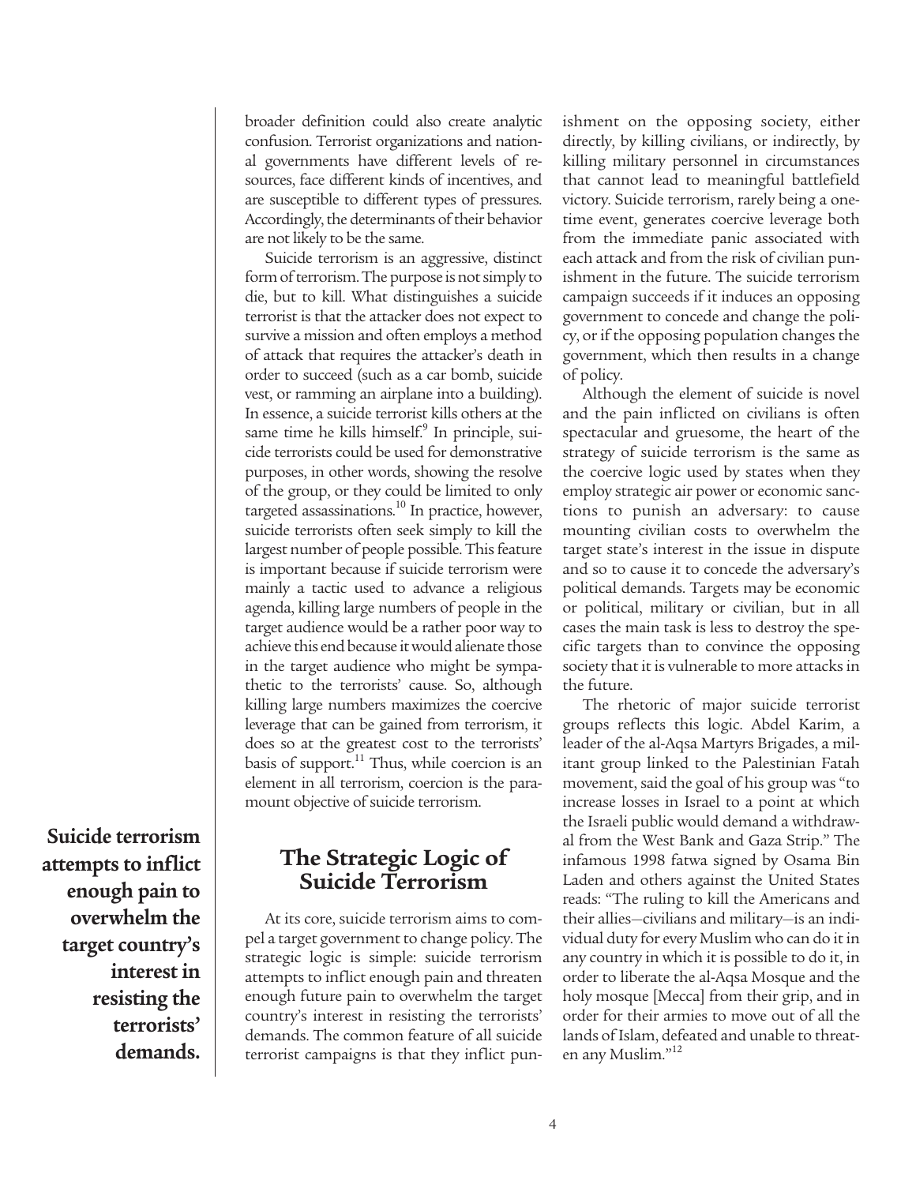broader definition could also create analytic confusion. Terrorist organizations and national governments have different levels of resources, face different kinds of incentives, and are susceptible to different types of pressures. Accordingly, the determinants of their behavior are not likely to be the same.

Suicide terrorism is an aggressive, distinct form of terrorism. The purpose is not simply to die, but to kill. What distinguishes a suicide terrorist is that the attacker does not expect to survive a mission and often employs a method of attack that requires the attacker's death in order to succeed (such as a car bomb, suicide vest, or ramming an airplane into a building). In essence, a suicide terrorist kills others at the same time he kills himself.[9] In principle, suicide terrorists could be used for demonstrative purposes, in other words, showing the resolve of the group, or they could be limited to only targeted assassinations.[10] In practice, however, suicide terrorists often seek simply to kill the largest number of people possible. This feature is important because if suicide terrorism were mainly a tactic used to advance a religious agenda, killing large numbers of people in the target audience would be a rather poor way to achieve this end because it would alienate those in the target audience who might be sympathetic to the terrorists' cause. So, although killing large numbers maximizes the coercive leverage that can be gained from terrorism, it does so at the greatest cost to the terrorists' basis of support.[11] Thus, while coercion is an element in all terrorism, coercion is the paramount objective of suicide terrorism.

## The Strategic Logic of Suicide Terrorism

At its core, suicide terrorism aims to compel a target government to change policy. The strategic logic is simple: suicide terrorism attempts to inflict enough pain and threaten enough future pain to overwhelm the target country's interest in resisting the terrorists' demands. The common feature of all suicide terrorist campaigns is that they inflict punishment on the opposing society, either directly, by killing civilians, or indirectly, by killing military personnel in circumstances that cannot lead to meaningful battlefield victory. Suicide terrorism, rarely being a one-time event, generates coercive leverage both from the immediate panic associated with each attack and from the risk of civilian punishment in the future. The suicide terrorism campaign succeeds if it induces an opposing government to concede and change the policy, or if the opposing population changes the government, which then results in a change of policy.

**Suicide terrorism attempts to inflict enough pain to overwhelm the target country's interest in resisting the terrorists' demands.**

Although the element of suicide is novel and the pain inflicted on civilians is often spectacular and gruesome, the heart of the strategy of suicide terrorism is the same as the coercive logic used by states when they employ strategic air power or economic sanctions to punish an adversary: to cause mounting civilian costs to overwhelm the target state's interest in the issue in dispute and so to cause it to concede the adversary's political demands. Targets may be economic or political, military or civilian, but in all cases the main task is less to destroy the specific targets than to convince the opposing society that it is vulnerable to more attacks in the future.

The rhetoric of major suicide terrorist groups reflects this logic. Abdel Karim, a leader of the al-Aqsa Martyrs Brigades, a militant group linked to the Palestinian Fatah movement, said the goal of his group was "to increase losses in Israel to a point at which the Israeli public would demand a withdrawal from the West Bank and Gaza Strip." The infamous 1998 fatwa signed by Osama Bin Laden and others against the United States reads: "The ruling to kill the Americans and their allies—civilians and military—is an individual duty for every Muslim who can do it in any country in which it is possible to do it, in order to liberate the al-Aqsa Mosque and the holy mosque [Mecca] from their grip, and in order for their armies to move out of all the lands of Islam, defeated and unable to threaten any Muslim."[12]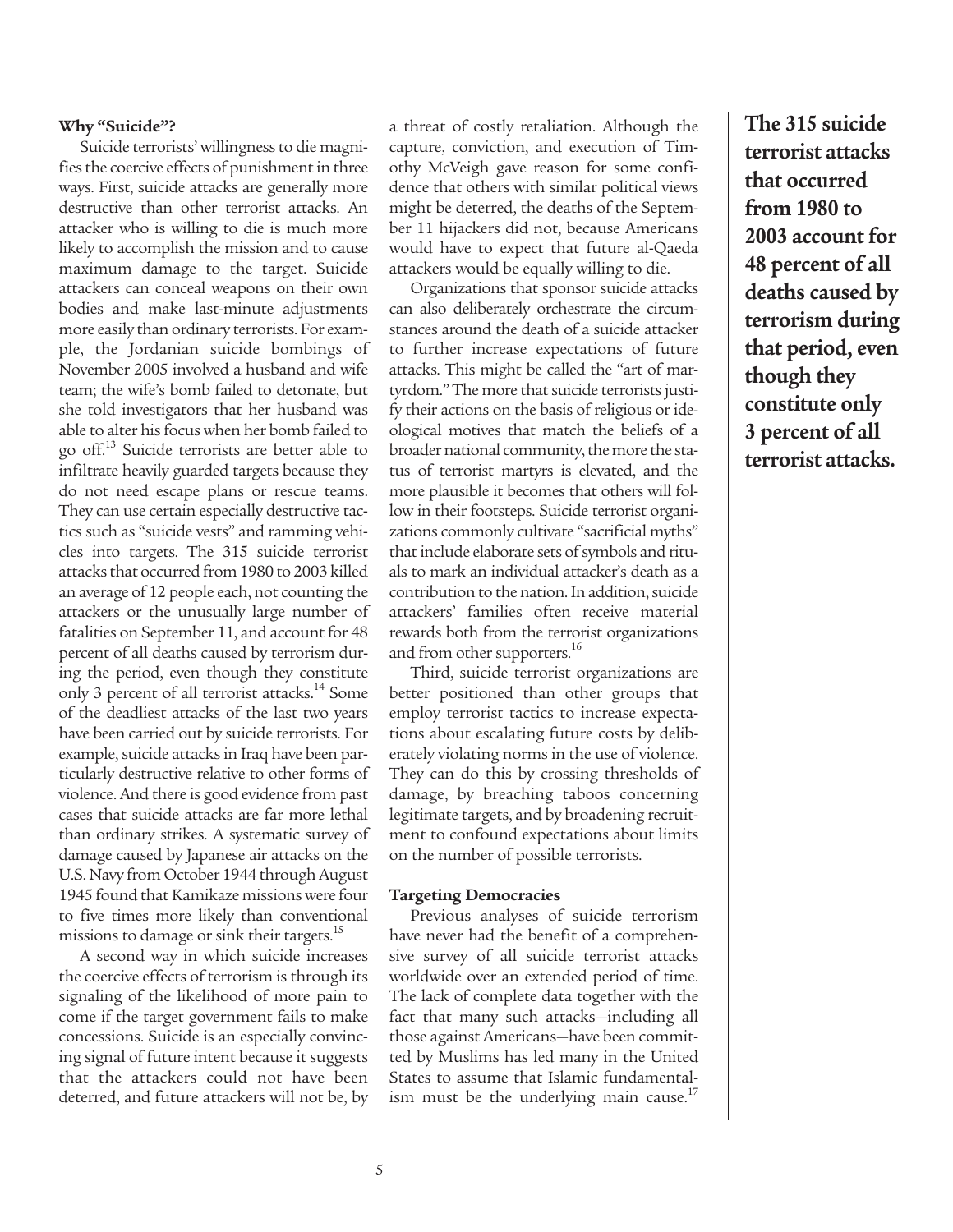### Why "Suicide"?

Suicide terrorists' willingness to die magnifies the coercive effects of punishment in three ways. First, suicide attacks are generally more destructive than other terrorist attacks. An attacker who is willing to die is much more likely to accomplish the mission and to cause maximum damage to the target. Suicide attackers can conceal weapons on their own bodies and make last-minute adjustments more easily than ordinary terrorists. For example, the Jordanian suicide bombings of November 2005 involved a husband and wife team; the wife's bomb failed to detonate, but she told investigators that her husband was able to alter his focus when her bomb failed to go off.[13] Suicide terrorists are better able to infiltrate heavily guarded targets because they do not need escape plans or rescue teams. They can use certain especially destructive tactics such as "suicide vests" and ramming vehicles into targets. The 315 suicide terrorist attacks that occurred from 1980 to 2003 killed an average of 12 people each, not counting the attackers or the unusually large number of fatalities on September 11, and account for 48 percent of all deaths caused by terrorism during the period, even though they constitute only 3 percent of all terrorist attacks.[14] Some of the deadliest attacks of the last two years have been carried out by suicide terrorists. For example, suicide attacks in Iraq have been particularly destructive relative to other forms of violence. And there is good evidence from past cases that suicide attacks are far more lethal than ordinary strikes. A systematic survey of damage caused by Japanese air attacks on the U.S. Navy from October 1944 through August 1945 found that Kamikaze missions were four to five times more likely than conventional missions to damage or sink their targets.[15]

A second way in which suicide increases the coercive effects of terrorism is through its signaling of the likelihood of more pain to come if the target government fails to make concessions. Suicide is an especially convincing signal of future intent because it suggests that the attackers could not have been deterred, and future attackers will not be, by a threat of costly retaliation. Although the capture, conviction, and execution of Timothy McVeigh gave reason for some confidence that others with similar political views might be deterred, the deaths of the September 11 hijackers did not, because Americans would have to expect that future al-Qaeda attackers would be equally willing to die.

Organizations that sponsor suicide attacks can also deliberately orchestrate the circumstances around the death of a suicide attacker to further increase expectations of future attacks. This might be called the "art of martyrdom." The more that suicide terrorists justify their actions on the basis of religious or ideological motives that match the beliefs of a broader national community, the more the status of terrorist martyrs is elevated, and the more plausible it becomes that others will follow in their footsteps. Suicide terrorist organizations commonly cultivate "sacrificial myths" that include elaborate sets of symbols and rituals to mark an individual attacker's death as a contribution to the nation. In addition, suicide attackers' families often receive material rewards both from the terrorist organizations and from other supporters.[16]

Third, suicide terrorist organizations are better positioned than other groups that employ terrorist tactics to increase expectations about escalating future costs by deliberately violating norms in the use of violence. They can do this by crossing thresholds of damage, by breaching taboos concerning legitimate targets, and by broadening recruitment to confound expectations about limits on the number of possible terrorists.

### Targeting Democracies

Previous analyses of suicide terrorism have never had the benefit of a comprehensive survey of all suicide terrorist attacks worldwide over an extended period of time. The lack of complete data together with the fact that many such attacks—including all those against Americans—have been committed by Muslims has led many in the United States to assume that Islamic fundamentalism must be the underlying main cause.[17]

**The 315 suicide terrorist attacks that occurred from 1980 to 2003 account for 48 percent of all deaths caused by terrorism during that period, even though they constitute only 3 percent of all terrorist attacks.**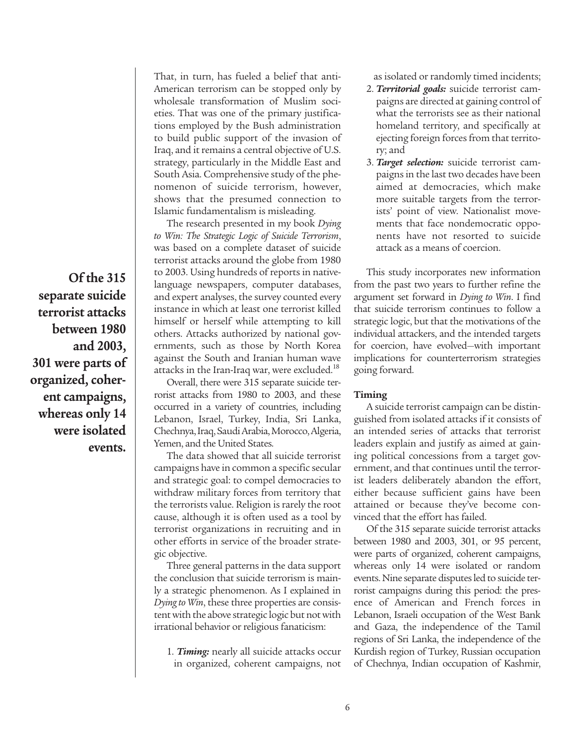That, in turn, has fueled a belief that anti-American terrorism can be stopped only by wholesale transformation of Muslim societies. That was one of the primary justifications employed by the Bush administration to build public support of the invasion of Iraq, and it remains a central objective of U.S. strategy, particularly in the Middle East and South Asia. Comprehensive study of the phenomenon of suicide terrorism, however, shows that the presumed connection to Islamic fundamentalism is misleading.

The research presented in my book *Dying to Win: The Strategic Logic of Suicide Terrorism*, was based on a complete dataset of suicide terrorist attacks around the globe from 1980 to 2003. Using hundreds of reports in native-language newspapers, computer databases, and expert analyses, the survey counted every instance in which at least one terrorist killed himself or herself while attempting to kill others. Attacks authorized by national governments, such as those by North Korea against the South and Iranian human wave attacks in the Iran-Iraq war, were excluded.[18]

**Of the 315 separate suicide terrorist attacks between 1980 and 2003, 301 were parts of organized, coherent campaigns, whereas only 14 were isolated events.**

Overall, there were 315 separate suicide terrorist attacks from 1980 to 2003, and these occurred in a variety of countries, including Lebanon, Israel, Turkey, India, Sri Lanka, Chechnya, Iraq, Saudi Arabia, Morocco, Algeria, Yemen, and the United States.

The data showed that all suicide terrorist campaigns have in common a specific secular and strategic goal: to compel democracies to withdraw military forces from territory that the terrorists value. Religion is rarely the root cause, although it is often used as a tool by terrorist organizations in recruiting and in other efforts in service of the broader strategic objective.

Three general patterns in the data support the conclusion that suicide terrorism is mainly a strategic phenomenon. As I explained in *Dying to Win*, these three properties are consistent with the above strategic logic but not with irrational behavior or religious fanaticism:

1. ***Timing:*** nearly all suicide attacks occur in organized, coherent campaigns, not as isolated or randomly timed incidents;
2. ***Territorial goals:*** suicide terrorist campaigns are directed at gaining control of what the terrorists see as their national homeland territory, and specifically at ejecting foreign forces from that territory; and
3. ***Target selection:*** suicide terrorist campaigns in the last two decades have been aimed at democracies, which make more suitable targets from the terrorists' point of view. Nationalist movements that face nondemocratic opponents have not resorted to suicide attack as a means of coercion.

This study incorporates new information from the past two years to further refine the argument set forward in *Dying to Win*. I find that suicide terrorism continues to follow a strategic logic, but that the motivations of the individual attackers, and the intended targets for coercion, have evolved—with important implications for counterterrorism strategies going forward.

### Timing

A suicide terrorist campaign can be distinguished from isolated attacks if it consists of an intended series of attacks that terrorist leaders explain and justify as aimed at gaining political concessions from a target government, and that continues until the terrorist leaders deliberately abandon the effort, either because sufficient gains have been attained or because they've become convinced that the effort has failed.

Of the 315 separate suicide terrorist attacks between 1980 and 2003, 301, or 95 percent, were parts of organized, coherent campaigns, whereas only 14 were isolated or random events. Nine separate disputes led to suicide terrorist campaigns during this period: the presence of American and French forces in Lebanon, Israeli occupation of the West Bank and Gaza, the independence of the Tamil regions of Sri Lanka, the independence of the Kurdish region of Turkey, Russian occupation of Chechnya, Indian occupation of Kashmir,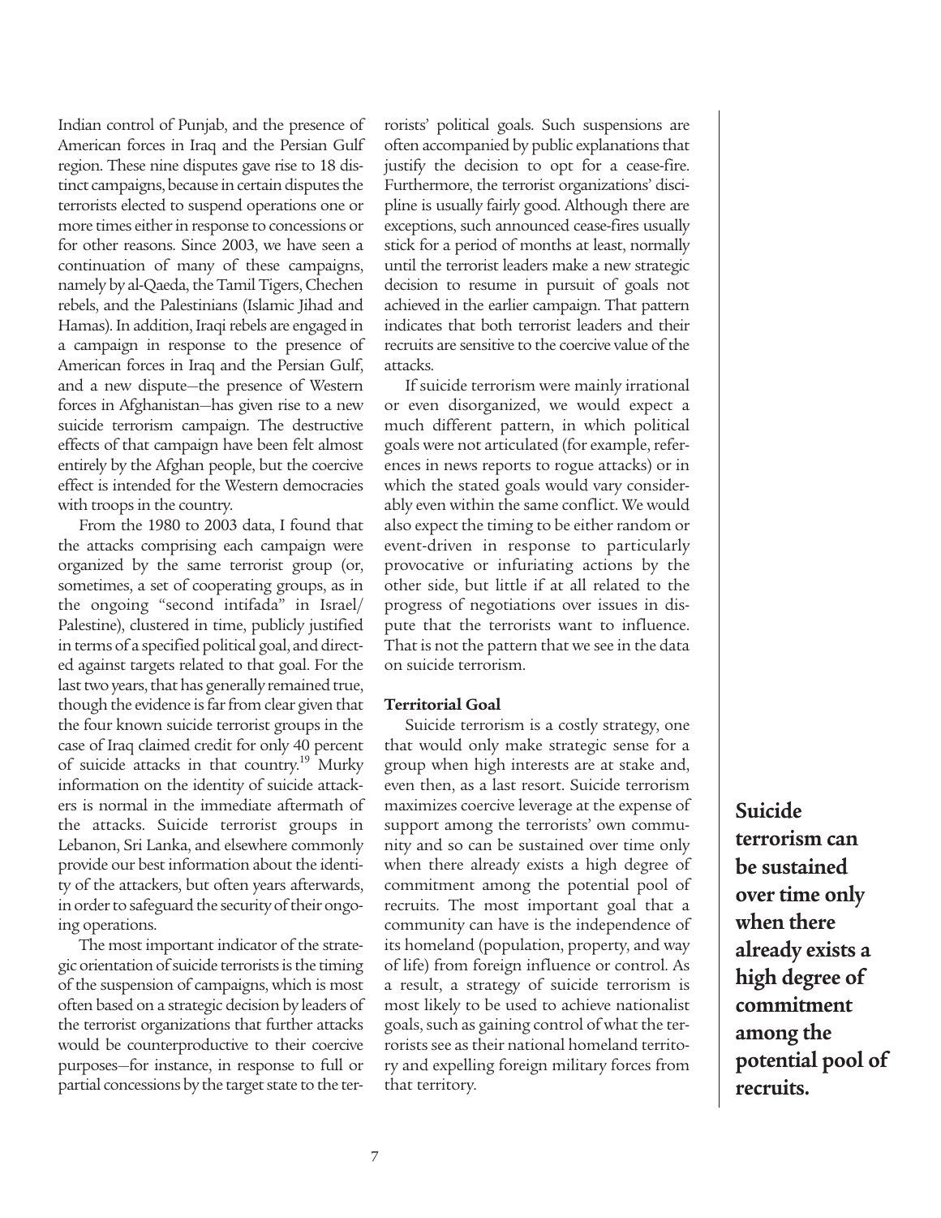Indian control of Punjab, and the presence of American forces in Iraq and the Persian Gulf region. These nine disputes gave rise to 18 distinct campaigns, because in certain disputes the terrorists elected to suspend operations one or more times either in response to concessions or for other reasons. Since 2003, we have seen a continuation of many of these campaigns, namely by al-Qaeda, the Tamil Tigers, Chechen rebels, and the Palestinians (Islamic Jihad and Hamas). In addition, Iraqi rebels are engaged in a campaign in response to the presence of American forces in Iraq and the Persian Gulf, and a new dispute—the presence of Western forces in Afghanistan—has given rise to a new suicide terrorism campaign. The destructive effects of that campaign have been felt almost entirely by the Afghan people, but the coercive effect is intended for the Western democracies with troops in the country.

From the 1980 to 2003 data, I found that the attacks comprising each campaign were organized by the same terrorist group (or, sometimes, a set of cooperating groups, as in the ongoing "second intifada" in Israel/Palestine), clustered in time, publicly justified in terms of a specified political goal, and directed against targets related to that goal. For the last two years, that has generally remained true, though the evidence is far from clear given that the four known suicide terrorist groups in the case of Iraq claimed credit for only 40 percent of suicide attacks in that country.[19] Murky information on the identity of suicide attackers is normal in the immediate aftermath of the attacks. Suicide terrorist groups in Lebanon, Sri Lanka, and elsewhere commonly provide our best information about the identity of the attackers, but often years afterwards, in order to safeguard the security of their ongoing operations.

The most important indicator of the strategic orientation of suicide terrorists is the timing of the suspension of campaigns, which is most often based on a strategic decision by leaders of the terrorist organizations that further attacks would be counterproductive to their coercive purposes—for instance, in response to full or partial concessions by the target state to the terrorists' political goals. Such suspensions are often accompanied by public explanations that justify the decision to opt for a cease-fire. Furthermore, the terrorist organizations' discipline is usually fairly good. Although there are exceptions, such announced cease-fires usually stick for a period of months at least, normally until the terrorist leaders make a new strategic decision to resume in pursuit of goals not achieved in the earlier campaign. That pattern indicates that both terrorist leaders and their recruits are sensitive to the coercive value of the attacks.

If suicide terrorism were mainly irrational or even disorganized, we would expect a much different pattern, in which political goals were not articulated (for example, references in news reports to rogue attacks) or in which the stated goals would vary considerably even within the same conflict. We would also expect the timing to be either random or event-driven in response to particularly provocative or infuriating actions by the other side, but little if at all related to the progress of negotiations over issues in dispute that the terrorists want to influence. That is not the pattern that we see in the data on suicide terrorism.

**Territorial Goal**

Suicide terrorism is a costly strategy, one that would only make strategic sense for a group when high interests are at stake and, even then, as a last resort. Suicide terrorism maximizes coercive leverage at the expense of support among the terrorists' own community and so can be sustained over time only when there already exists a high degree of commitment among the potential pool of recruits. The most important goal that a community can have is the independence of its homeland (population, property, and way of life) from foreign influence or control. As a result, a strategy of suicide terrorism is most likely to be used to achieve nationalist goals, such as gaining control of what the terrorists see as their national homeland territory and expelling foreign military forces from that territory.

**Suicide terrorism can be sustained over time only when there already exists a high degree of commitment among the potential pool of recruits.**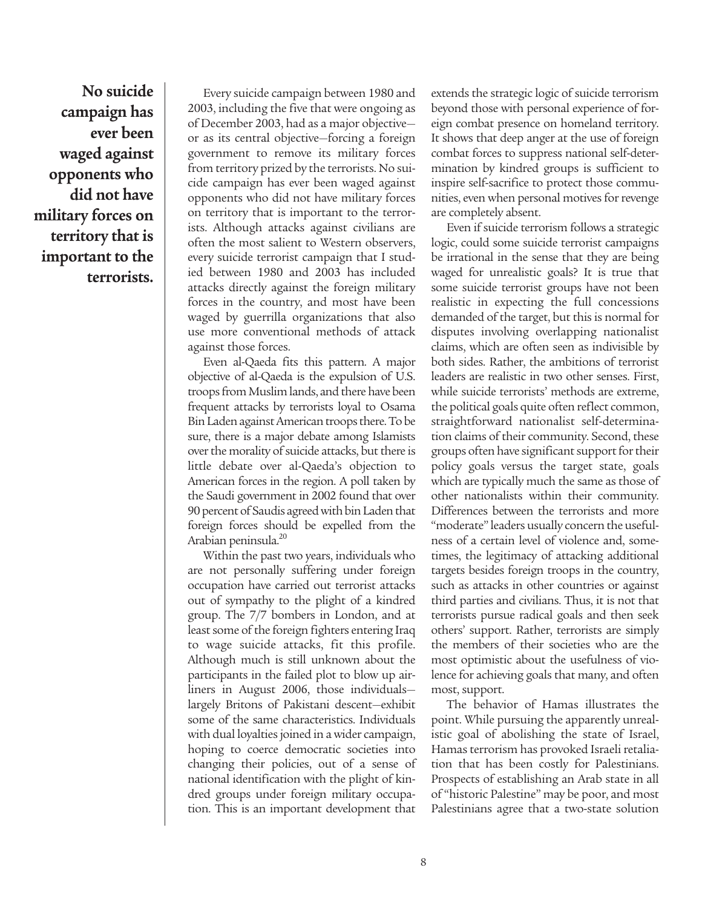**No suicide campaign has ever been waged against opponents who did not have military forces on territory that is important to the terrorists.**

Every suicide campaign between 1980 and 2003, including the five that were ongoing as of December 2003, had as a major objective—or as its central objective—forcing a foreign government to remove its military forces from territory prized by the terrorists. No suicide campaign has ever been waged against opponents who did not have military forces on territory that is important to the terrorists. Although attacks against civilians are often the most salient to Western observers, every suicide terrorist campaign that I studied between 1980 and 2003 has included attacks directly against the foreign military forces in the country, and most have been waged by guerrilla organizations that also use more conventional methods of attack against those forces.

Even al-Qaeda fits this pattern. A major objective of al-Qaeda is the expulsion of U.S. troops from Muslim lands, and there have been frequent attacks by terrorists loyal to Osama Bin Laden against American troops there. To be sure, there is a major debate among Islamists over the morality of suicide attacks, but there is little debate over al-Qaeda's objection to American forces in the region. A poll taken by the Saudi government in 2002 found that over 90 percent of Saudis agreed with bin Laden that foreign forces should be expelled from the Arabian peninsula.[20]

Within the past two years, individuals who are not personally suffering under foreign occupation have carried out terrorist attacks out of sympathy to the plight of a kindred group. The 7/7 bombers in London, and at least some of the foreign fighters entering Iraq to wage suicide attacks, fit this profile. Although much is still unknown about the participants in the failed plot to blow up airliners in August 2006, those individuals—largely Britons of Pakistani descent—exhibit some of the same characteristics. Individuals with dual loyalties joined in a wider campaign, hoping to coerce democratic societies into changing their policies, out of a sense of national identification with the plight of kindred groups under foreign military occupation. This is an important development that extends the strategic logic of suicide terrorism beyond those with personal experience of foreign combat presence on homeland territory. It shows that deep anger at the use of foreign combat forces to suppress national self-determination by kindred groups is sufficient to inspire self-sacrifice to protect those communities, even when personal motives for revenge are completely absent.

Even if suicide terrorism follows a strategic logic, could some suicide terrorist campaigns be irrational in the sense that they are being waged for unrealistic goals? It is true that some suicide terrorist groups have not been realistic in expecting the full concessions demanded of the target, but this is normal for disputes involving overlapping nationalist claims, which are often seen as indivisible by both sides. Rather, the ambitions of terrorist leaders are realistic in two other senses. First, while suicide terrorists' methods are extreme, the political goals quite often reflect common, straightforward nationalist self-determination claims of their community. Second, these groups often have significant support for their policy goals versus the target state, goals which are typically much the same as those of other nationalists within their community. Differences between the terrorists and more "moderate" leaders usually concern the usefulness of a certain level of violence and, sometimes, the legitimacy of attacking additional targets besides foreign troops in the country, such as attacks in other countries or against third parties and civilians. Thus, it is not that terrorists pursue radical goals and then seek others' support. Rather, terrorists are simply the members of their societies who are the most optimistic about the usefulness of violence for achieving goals that many, and often most, support.

The behavior of Hamas illustrates the point. While pursuing the apparently unrealistic goal of abolishing the state of Israel, Hamas terrorism has provoked Israeli retaliation that has been costly for Palestinians. Prospects of establishing an Arab state in all of "historic Palestine" may be poor, and most Palestinians agree that a two-state solution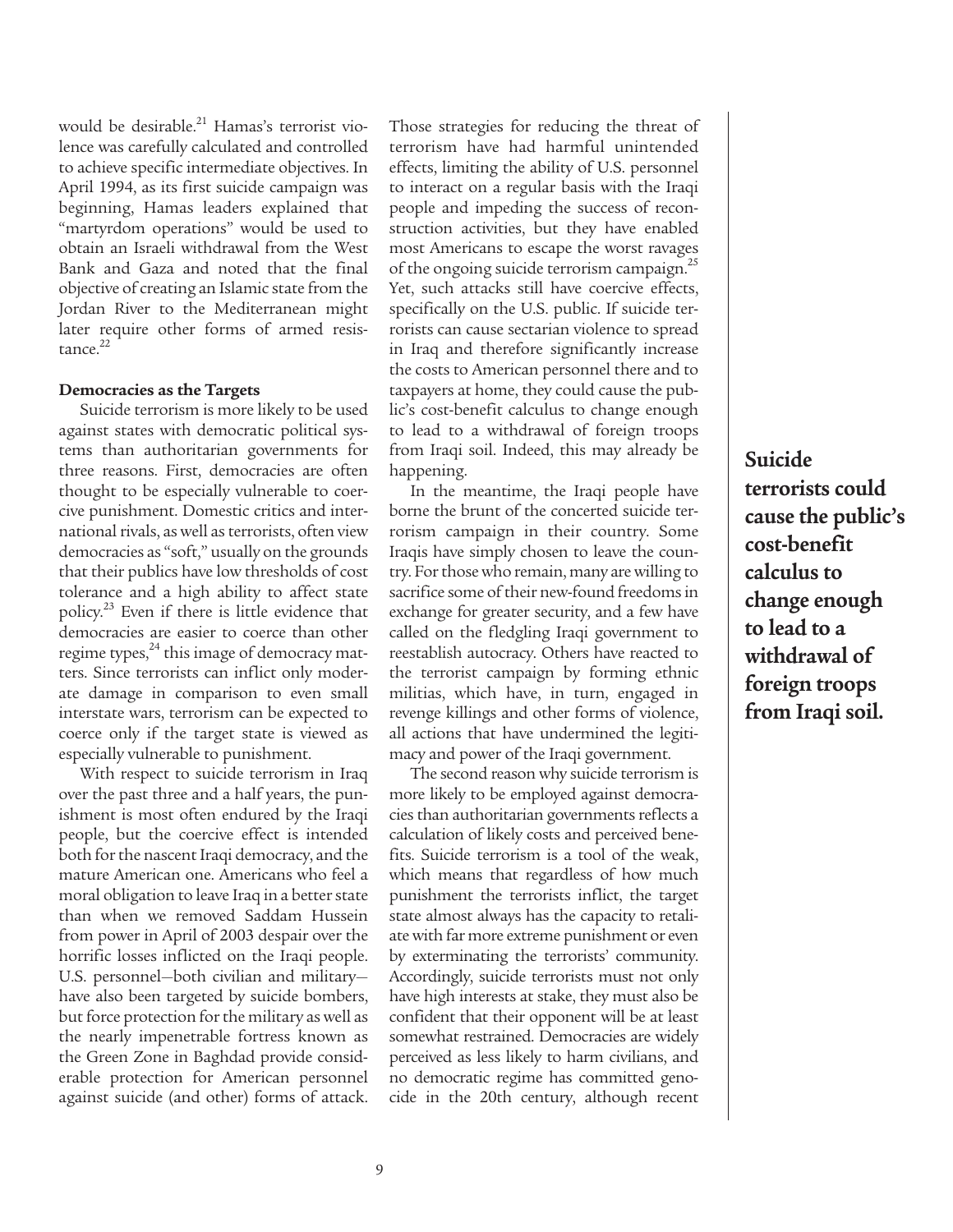would be desirable.[21] Hamas's terrorist violence was carefully calculated and controlled to achieve specific intermediate objectives. In April 1994, as its first suicide campaign was beginning, Hamas leaders explained that "martyrdom operations" would be used to obtain an Israeli withdrawal from the West Bank and Gaza and noted that the final objective of creating an Islamic state from the Jordan River to the Mediterranean might later require other forms of armed resistance.[22]

**Democracies as the Targets**

Suicide terrorism is more likely to be used against states with democratic political systems than authoritarian governments for three reasons. First, democracies are often thought to be especially vulnerable to coercive punishment. Domestic critics and international rivals, as well as terrorists, often view democracies as "soft," usually on the grounds that their publics have low thresholds of cost tolerance and a high ability to affect state policy.[23] Even if there is little evidence that democracies are easier to coerce than other regime types,[24] this image of democracy matters. Since terrorists can inflict only moderate damage in comparison to even small interstate wars, terrorism can be expected to coerce only if the target state is viewed as especially vulnerable to punishment.

With respect to suicide terrorism in Iraq over the past three and a half years, the punishment is most often endured by the Iraqi people, but the coercive effect is intended both for the nascent Iraqi democracy, and the mature American one. Americans who feel a moral obligation to leave Iraq in a better state than when we removed Saddam Hussein from power in April of 2003 despair over the horrific losses inflicted on the Iraqi people. U.S. personnel—both civilian and military—have also been targeted by suicide bombers, but force protection for the military as well as the nearly impenetrable fortress known as the Green Zone in Baghdad provide considerable protection for American personnel against suicide (and other) forms of attack. Those strategies for reducing the threat of terrorism have had harmful unintended effects, limiting the ability of U.S. personnel to interact on a regular basis with the Iraqi people and impeding the success of reconstruction activities, but they have enabled most Americans to escape the worst ravages of the ongoing suicide terrorism campaign.[25] Yet, such attacks still have coercive effects, specifically on the U.S. public. If suicide terrorists can cause sectarian violence to spread in Iraq and therefore significantly increase the costs to American personnel there and to taxpayers at home, they could cause the public's cost-benefit calculus to change enough to lead to a withdrawal of foreign troops from Iraqi soil. Indeed, this may already be happening.

In the meantime, the Iraqi people have borne the brunt of the concerted suicide terrorism campaign in their country. Some Iraqis have simply chosen to leave the country. For those who remain, many are willing to sacrifice some of their new-found freedoms in exchange for greater security, and a few have called on the fledgling Iraqi government to reestablish autocracy. Others have reacted to the terrorist campaign by forming ethnic militias, which have, in turn, engaged in revenge killings and other forms of violence, all actions that have undermined the legitimacy and power of the Iraqi government.

The second reason why suicide terrorism is more likely to be employed against democracies than authoritarian governments reflects a calculation of likely costs and perceived benefits. Suicide terrorism is a tool of the weak, which means that regardless of how much punishment the terrorists inflict, the target state almost always has the capacity to retaliate with far more extreme punishment or even by exterminating the terrorists' community. Accordingly, suicide terrorists must not only have high interests at stake, they must also be confident that their opponent will be at least somewhat restrained. Democracies are widely perceived as less likely to harm civilians, and no democratic regime has committed genocide in the 20th century, although recent

**Suicide terrorists could cause the public's cost-benefit calculus to change enough to lead to a withdrawal of foreign troops from Iraqi soil.**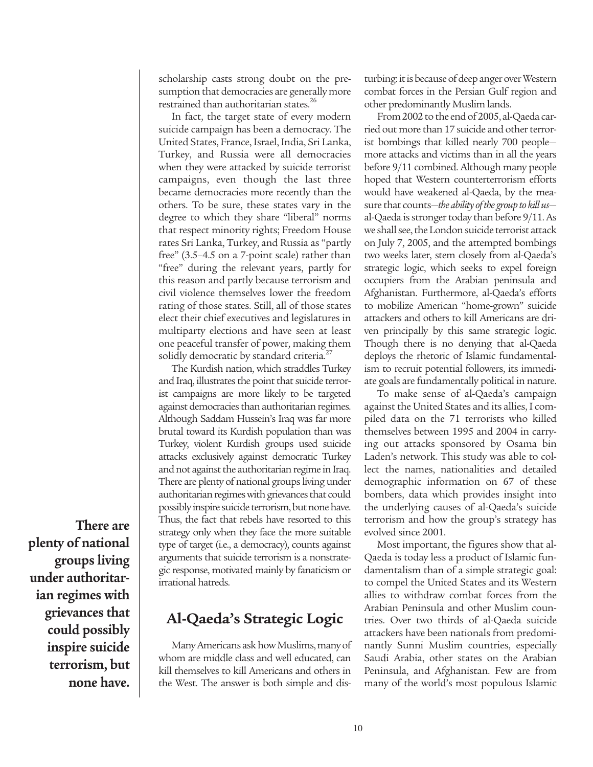scholarship casts strong doubt on the presumption that democracies are generally more restrained than authoritarian states.[26]

In fact, the target state of every modern suicide campaign has been a democracy. The United States, France, Israel, India, Sri Lanka, Turkey, and Russia were all democracies when they were attacked by suicide terrorist campaigns, even though the last three became democracies more recently than the others. To be sure, these states vary in the degree to which they share "liberal" norms that respect minority rights; Freedom House rates Sri Lanka, Turkey, and Russia as "partly free" (3.5–4.5 on a 7-point scale) rather than "free" during the relevant years, partly for this reason and partly because terrorism and civil violence themselves lower the freedom rating of those states. Still, all of those states elect their chief executives and legislatures in multiparty elections and have seen at least one peaceful transfer of power, making them solidly democratic by standard criteria.[27]

The Kurdish nation, which straddles Turkey and Iraq, illustrates the point that suicide terrorist campaigns are more likely to be targeted against democracies than authoritarian regimes. Although Saddam Hussein's Iraq was far more brutal toward its Kurdish population than was Turkey, violent Kurdish groups used suicide attacks exclusively against democratic Turkey and not against the authoritarian regime in Iraq. There are plenty of national groups living under authoritarian regimes with grievances that could possibly inspire suicide terrorism, but none have. Thus, the fact that rebels have resorted to this strategy only when they face the more suitable type of target (i.e., a democracy), counts against arguments that suicide terrorism is a nonstrategic response, motivated mainly by fanaticism or irrational hatreds.

**There are plenty of national groups living under authoritarian regimes with grievances that could possibly inspire suicide terrorism, but none have.**

## Al-Qaeda's Strategic Logic

Many Americans ask how Muslims, many of whom are middle class and well educated, can kill themselves to kill Americans and others in the West. The answer is both simple and disturbing: it is because of deep anger over Western combat forces in the Persian Gulf region and other predominantly Muslim lands.

From 2002 to the end of 2005, al-Qaeda carried out more than 17 suicide and other terrorist bombings that killed nearly 700 people—more attacks and victims than in all the years before 9/11 combined. Although many people hoped that Western counterterrorism efforts would have weakened al-Qaeda, by the measure that counts—*the ability of the group to kill us*—al-Qaeda is stronger today than before 9/11. As we shall see, the London suicide terrorist attack on July 7, 2005, and the attempted bombings two weeks later, stem closely from al-Qaeda's strategic logic, which seeks to expel foreign occupiers from the Arabian peninsula and Afghanistan. Furthermore, al-Qaeda's efforts to mobilize American "home-grown" suicide attackers and others to kill Americans are driven principally by this same strategic logic. Though there is no denying that al-Qaeda deploys the rhetoric of Islamic fundamentalism to recruit potential followers, its immediate goals are fundamentally political in nature.

To make sense of al-Qaeda's campaign against the United States and its allies, I compiled data on the 71 terrorists who killed themselves between 1995 and 2004 in carrying out attacks sponsored by Osama bin Laden's network. This study was able to collect the names, nationalities and detailed demographic information on 67 of these bombers, data which provides insight into the underlying causes of al-Qaeda's suicide terrorism and how the group's strategy has evolved since 2001.

Most important, the figures show that al-Qaeda is today less a product of Islamic fundamentalism than of a simple strategic goal: to compel the United States and its Western allies to withdraw combat forces from the Arabian Peninsula and other Muslim countries. Over two thirds of al-Qaeda suicide attackers have been nationals from predominantly Sunni Muslim countries, especially Saudi Arabia, other states on the Arabian Peninsula, and Afghanistan. Few are from many of the world's most populous Islamic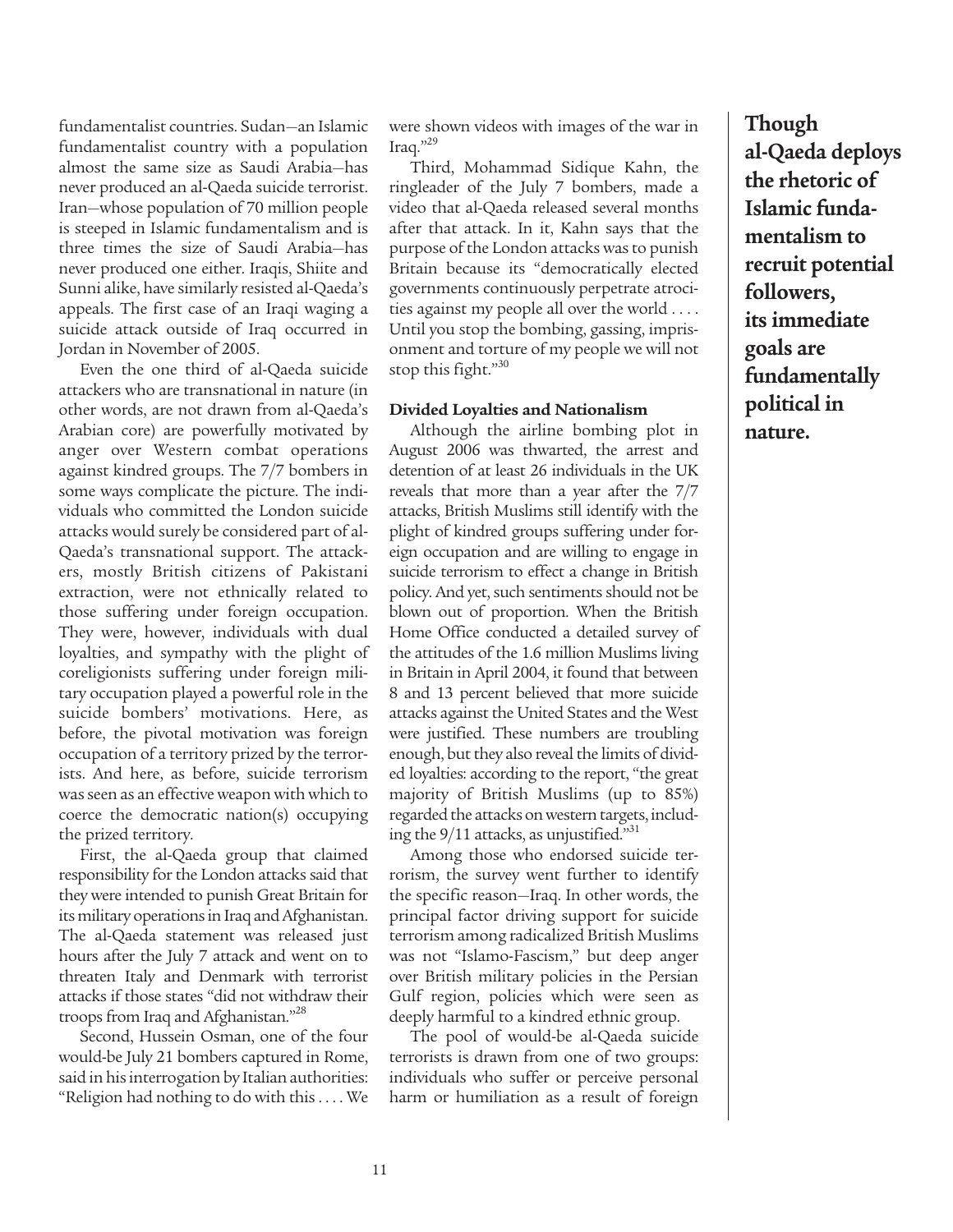fundamentalist countries. Sudan—an Islamic fundamentalist country with a population almost the same size as Saudi Arabia—has never produced an al-Qaeda suicide terrorist. Iran—whose population of 70 million people is steeped in Islamic fundamentalism and is three times the size of Saudi Arabia—has never produced one either. Iraqis, Shiite and Sunni alike, have similarly resisted al-Qaeda's appeals. The first case of an Iraqi waging a suicide attack outside of Iraq occurred in Jordan in November of 2005.

Even the one third of al-Qaeda suicide attackers who are transnational in nature (in other words, are not drawn from al-Qaeda's Arabian core) are powerfully motivated by anger over Western combat operations against kindred groups. The 7/7 bombers in some ways complicate the picture. The individuals who committed the London suicide attacks would surely be considered part of al-Qaeda's transnational support. The attackers, mostly British citizens of Pakistani extraction, were not ethnically related to those suffering under foreign occupation. They were, however, individuals with dual loyalties, and sympathy with the plight of coreligionists suffering under foreign military occupation played a powerful role in the suicide bombers' motivations. Here, as before, the pivotal motivation was foreign occupation of a territory prized by the terrorists. And here, as before, suicide terrorism was seen as an effective weapon with which to coerce the democratic nation(s) occupying the prized territory.

First, the al-Qaeda group that claimed responsibility for the London attacks said that they were intended to punish Great Britain for its military operations in Iraq and Afghanistan. The al-Qaeda statement was released just hours after the July 7 attack and went on to threaten Italy and Denmark with terrorist attacks if those states "did not withdraw their troops from Iraq and Afghanistan."[28]

Second, Hussein Osman, one of the four would-be July 21 bombers captured in Rome, said in his interrogation by Italian authorities: "Religion had nothing to do with this . . . . We were shown videos with images of the war in Iraq."[29]

Third, Mohammad Sidique Kahn, the ringleader of the July 7 bombers, made a video that al-Qaeda released several months after that attack. In it, Kahn says that the purpose of the London attacks was to punish Britain because its "democratically elected governments continuously perpetrate atrocities against my people all over the world . . . . Until you stop the bombing, gassing, imprisonment and torture of my people we will not stop this fight."[30]

**Though al-Qaeda deploys the rhetoric of Islamic fundamentalism to recruit potential followers, its immediate goals are fundamentally political in nature.**

### Divided Loyalties and Nationalism

Although the airline bombing plot in August 2006 was thwarted, the arrest and detention of at least 26 individuals in the UK reveals that more than a year after the 7/7 attacks, British Muslims still identify with the plight of kindred groups suffering under foreign occupation and are willing to engage in suicide terrorism to effect a change in British policy. And yet, such sentiments should not be blown out of proportion. When the British Home Office conducted a detailed survey of the attitudes of the 1.6 million Muslims living in Britain in April 2004, it found that between 8 and 13 percent believed that more suicide attacks against the United States and the West were justified. These numbers are troubling enough, but they also reveal the limits of divided loyalties: according to the report, "the great majority of British Muslims (up to 85%) regarded the attacks on western targets, including the 9/11 attacks, as unjustified."[31]

Among those who endorsed suicide terrorism, the survey went further to identify the specific reason—Iraq. In other words, the principal factor driving support for suicide terrorism among radicalized British Muslims was not "Islamo-Fascism," but deep anger over British military policies in the Persian Gulf region, policies which were seen as deeply harmful to a kindred ethnic group.

The pool of would-be al-Qaeda suicide terrorists is drawn from one of two groups: individuals who suffer or perceive personal harm or humiliation as a result of foreign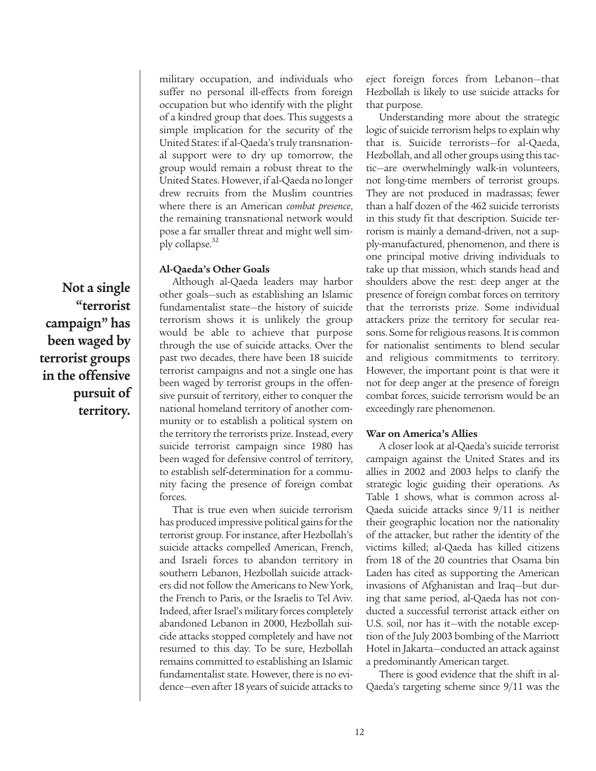military occupation, and individuals who suffer no personal ill-effects from foreign occupation but who identify with the plight of a kindred group that does. This suggests a simple implication for the security of the United States: if al-Qaeda's truly transnational support were to dry up tomorrow, the group would remain a robust threat to the United States. However, if al-Qaeda no longer drew recruits from the Muslim countries where there is an American *combat presence*, the remaining transnational network would pose a far smaller threat and might well simply collapse.[32]

### Al-Qaeda's Other Goals

Although al-Qaeda leaders may harbor other goals—such as establishing an Islamic fundamentalist state—the history of suicide terrorism shows it is unlikely the group would be able to achieve that purpose through the use of suicide attacks. Over the past two decades, there have been 18 suicide terrorist campaigns and not a single one has been waged by terrorist groups in the offensive pursuit of territory, either to conquer the national homeland territory of another community or to establish a political system on the territory the terrorists prize. Instead, every suicide terrorist campaign since 1980 has been waged for defensive control of territory, to establish self-determination for a community facing the presence of foreign combat forces.

**Not a single "terrorist campaign" has been waged by terrorist groups in the offensive pursuit of territory.**

That is true even when suicide terrorism has produced impressive political gains for the terrorist group. For instance, after Hezbollah's suicide attacks compelled American, French, and Israeli forces to abandon territory in southern Lebanon, Hezbollah suicide attackers did not follow the Americans to New York, the French to Paris, or the Israelis to Tel Aviv. Indeed, after Israel's military forces completely abandoned Lebanon in 2000, Hezbollah suicide attacks stopped completely and have not resumed to this day. To be sure, Hezbollah remains committed to establishing an Islamic fundamentalist state. However, there is no evidence—even after 18 years of suicide attacks to eject foreign forces from Lebanon—that Hezbollah is likely to use suicide attacks for that purpose.

Understanding more about the strategic logic of suicide terrorism helps to explain why that is. Suicide terrorists—for al-Qaeda, Hezbollah, and all other groups using this tactic—are overwhelmingly walk-in volunteers, not long-time members of terrorist groups. They are not produced in madrassas; fewer than a half dozen of the 462 suicide terrorists in this study fit that description. Suicide terrorism is mainly a demand-driven, not a supply-manufactured, phenomenon, and there is one principal motive driving individuals to take up that mission, which stands head and shoulders above the rest: deep anger at the presence of foreign combat forces on territory that the terrorists prize. Some individual attackers prize the territory for secular reasons. Some for religious reasons. It is common for nationalist sentiments to blend secular and religious commitments to territory. However, the important point is that were it not for deep anger at the presence of foreign combat forces, suicide terrorism would be an exceedingly rare phenomenon.

### War on America's Allies

A closer look at al-Qaeda's suicide terrorist campaign against the United States and its allies in 2002 and 2003 helps to clarify the strategic logic guiding their operations. As Table 1 shows, what is common across al-Qaeda suicide attacks since 9/11 is neither their geographic location nor the nationality of the attacker, but rather the identity of the victims killed; al-Qaeda has killed citizens from 18 of the 20 countries that Osama bin Laden has cited as supporting the American invasions of Afghanistan and Iraq—but during that same period, al-Qaeda has not conducted a successful terrorist attack either on U.S. soil, nor has it—with the notable exception of the July 2003 bombing of the Marriott Hotel in Jakarta—conducted an attack against a predominantly American target.

There is good evidence that the shift in al-Qaeda's targeting scheme since 9/11 was the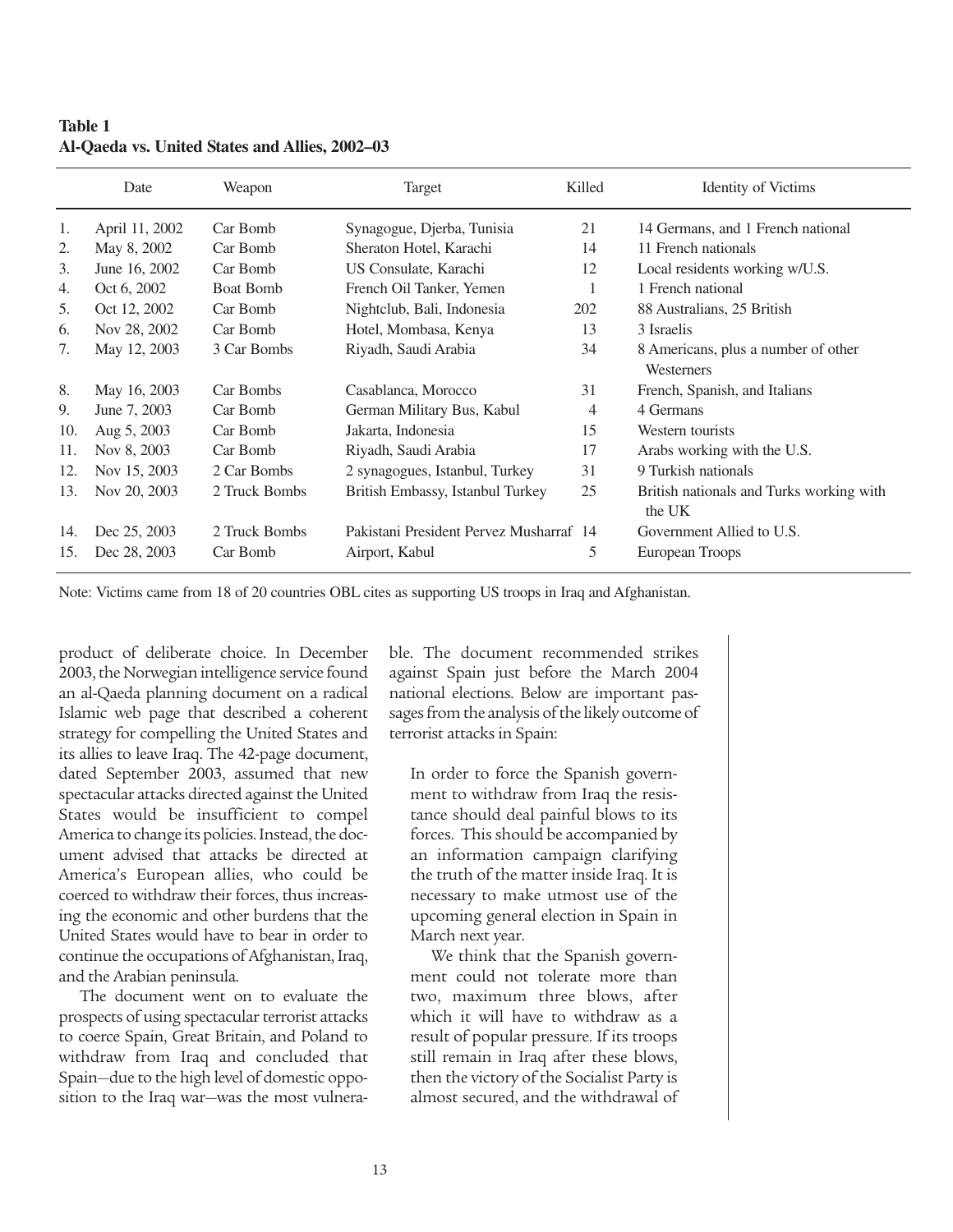**Table 1**
**Al-Qaeda vs. United States and Allies, 2002–03**

| | Date | Weapon | Target | Killed | Identity of Victims |
|---|---|---|---|---|---|
| 1. | April 11, 2002 | Car Bomb | Synagogue, Djerba, Tunisia | 21 | 14 Germans, and 1 French national |
| 2. | May 8, 2002 | Car Bomb | Sheraton Hotel, Karachi | 14 | 11 French nationals |
| 3. | June 16, 2002 | Car Bomb | US Consulate, Karachi | 12 | Local residents working w/U.S. |
| 4. | Oct 6, 2002 | Boat Bomb | French Oil Tanker, Yemen | 1 | 1 French national |
| 5. | Oct 12, 2002 | Car Bomb | Nightclub, Bali, Indonesia | 202 | 88 Australians, 25 British |
| 6. | Nov 28, 2002 | Car Bomb | Hotel, Mombasa, Kenya | 13 | 3 Israelis |
| 7. | May 12, 2003 | 3 Car Bombs | Riyadh, Saudi Arabia | 34 | 8 Americans, plus a number of other Westerners |
| 8. | May 16, 2003 | Car Bombs | Casablanca, Morocco | 31 | French, Spanish, and Italians |
| 9. | June 7, 2003 | Car Bomb | German Military Bus, Kabul | 4 | 4 Germans |
| 10. | Aug 5, 2003 | Car Bomb | Jakarta, Indonesia | 15 | Western tourists |
| 11. | Nov 8, 2003 | Car Bomb | Riyadh, Saudi Arabia | 17 | Arabs working with the U.S. |
| 12. | Nov 15, 2003 | 2 Car Bombs | 2 synagogues, Istanbul, Turkey | 31 | 9 Turkish nationals |
| 13. | Nov 20, 2003 | 2 Truck Bombs | British Embassy, Istanbul Turkey | 25 | British nationals and Turks working with the UK |
| 14. | Dec 25, 2003 | 2 Truck Bombs | Pakistani President Pervez Musharraf | 14 | Government Allied to U.S. |
| 15. | Dec 28, 2003 | Car Bomb | Airport, Kabul | 5 | European Troops |

Note: Victims came from 18 of 20 countries OBL cites as supporting US troops in Iraq and Afghanistan.

product of deliberate choice. In December 2003, the Norwegian intelligence service found an al-Qaeda planning document on a radical Islamic web page that described a coherent strategy for compelling the United States and its allies to leave Iraq. The 42-page document, dated September 2003, assumed that new spectacular attacks directed against the United States would be insufficient to compel America to change its policies. Instead, the document advised that attacks be directed at America's European allies, who could be coerced to withdraw their forces, thus increasing the economic and other burdens that the United States would have to bear in order to continue the occupations of Afghanistan, Iraq, and the Arabian peninsula.

The document went on to evaluate the prospects of using spectacular terrorist attacks to coerce Spain, Great Britain, and Poland to withdraw from Iraq and concluded that Spain—due to the high level of domestic opposition to the Iraq war—was the most vulnerable. The document recommended strikes against Spain just before the March 2004 national elections. Below are important passages from the analysis of the likely outcome of terrorist attacks in Spain:

> In order to force the Spanish government to withdraw from Iraq the resistance should deal painful blows to its forces. This should be accompanied by an information campaign clarifying the truth of the matter inside Iraq. It is necessary to make utmost use of the upcoming general election in Spain in March next year.
>
> We think that the Spanish government could not tolerate more than two, maximum three blows, after which it will have to withdraw as a result of popular pressure. If its troops still remain in Iraq after these blows, then the victory of the Socialist Party is almost secured, and the withdrawal of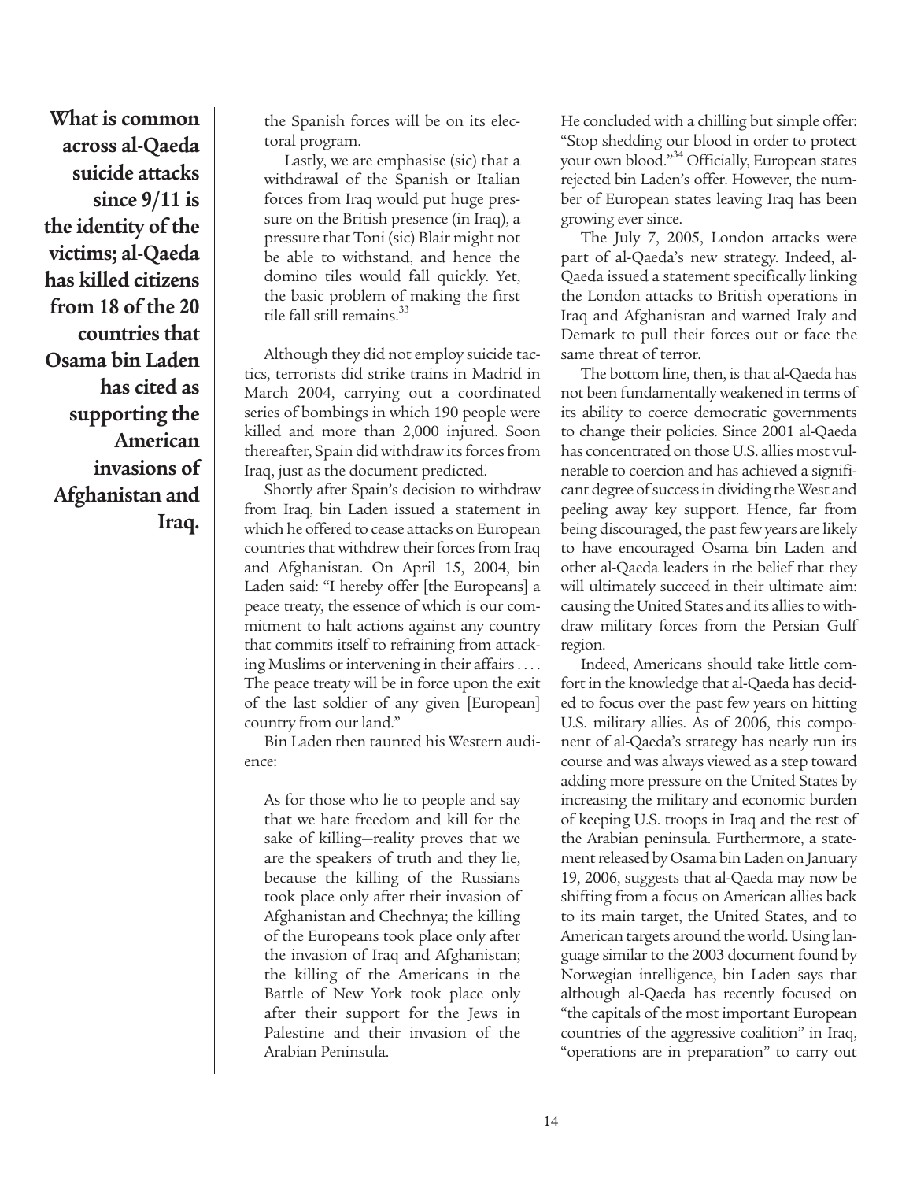**What is common across al-Qaeda suicide attacks since 9/11 is the identity of the victims; al-Qaeda has killed citizens from 18 of the 20 countries that Osama bin Laden has cited as supporting the American invasions of Afghanistan and Iraq.**

> the Spanish forces will be on its electoral program.
>
> Lastly, we are emphasise (sic) that a withdrawal of the Spanish or Italian forces from Iraq would put huge pressure on the British presence (in Iraq), a pressure that Toni (sic) Blair might not be able to withstand, and hence the domino tiles would fall quickly. Yet, the basic problem of making the first tile fall still remains.[33]

Although they did not employ suicide tactics, terrorists did strike trains in Madrid in March 2004, carrying out a coordinated series of bombings in which 190 people were killed and more than 2,000 injured. Soon thereafter, Spain did withdraw its forces from Iraq, just as the document predicted.

Shortly after Spain's decision to withdraw from Iraq, bin Laden issued a statement in which he offered to cease attacks on European countries that withdrew their forces from Iraq and Afghanistan. On April 15, 2004, bin Laden said: "I hereby offer [the Europeans] a peace treaty, the essence of which is our commitment to halt actions against any country that commits itself to refraining from attacking Muslims or intervening in their affairs . . . . The peace treaty will be in force upon the exit of the last soldier of any given [European] country from our land."

Bin Laden then taunted his Western audience:

> As for those who lie to people and say that we hate freedom and kill for the sake of killing—reality proves that we are the speakers of truth and they lie, because the killing of the Russians took place only after their invasion of Afghanistan and Chechnya; the killing of the Europeans took place only after the invasion of Iraq and Afghanistan; the killing of the Americans in the Battle of New York took place only after their support for the Jews in Palestine and their invasion of the Arabian Peninsula.

He concluded with a chilling but simple offer: "Stop shedding our blood in order to protect your own blood."[34] Officially, European states rejected bin Laden's offer. However, the number of European states leaving Iraq has been growing ever since.

The July 7, 2005, London attacks were part of al-Qaeda's new strategy. Indeed, al-Qaeda issued a statement specifically linking the London attacks to British operations in Iraq and Afghanistan and warned Italy and Demark to pull their forces out or face the same threat of terror.

The bottom line, then, is that al-Qaeda has not been fundamentally weakened in terms of its ability to coerce democratic governments to change their policies. Since 2001 al-Qaeda has concentrated on those U.S. allies most vulnerable to coercion and has achieved a significant degree of success in dividing the West and peeling away key support. Hence, far from being discouraged, the past few years are likely to have encouraged Osama bin Laden and other al-Qaeda leaders in the belief that they will ultimately succeed in their ultimate aim: causing the United States and its allies to withdraw military forces from the Persian Gulf region.

Indeed, Americans should take little comfort in the knowledge that al-Qaeda has decided to focus over the past few years on hitting U.S. military allies. As of 2006, this component of al-Qaeda's strategy has nearly run its course and was always viewed as a step toward adding more pressure on the United States by increasing the military and economic burden of keeping U.S. troops in Iraq and the rest of the Arabian peninsula. Furthermore, a statement released by Osama bin Laden on January 19, 2006, suggests that al-Qaeda may now be shifting from a focus on American allies back to its main target, the United States, and to American targets around the world. Using language similar to the 2003 document found by Norwegian intelligence, bin Laden says that although al-Qaeda has recently focused on "the capitals of the most important European countries of the aggressive coalition" in Iraq, "operations are in preparation" to carry out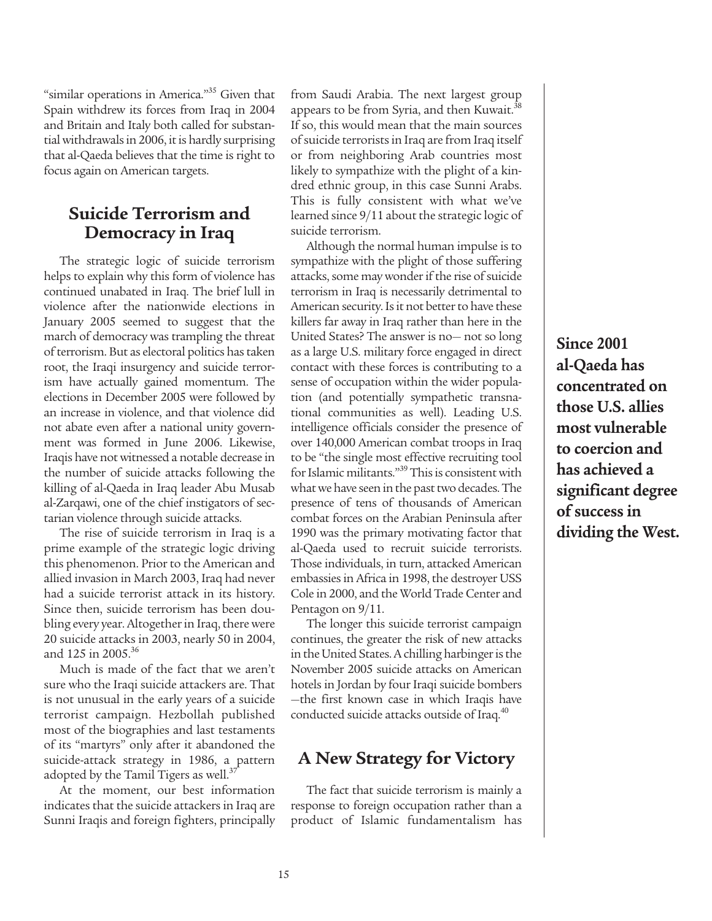"similar operations in America."[35] Given that Spain withdrew its forces from Iraq in 2004 and Britain and Italy both called for substantial withdrawals in 2006, it is hardly surprising that al-Qaeda believes that the time is right to focus again on American targets.

## Suicide Terrorism and Democracy in Iraq

The strategic logic of suicide terrorism helps to explain why this form of violence has continued unabated in Iraq. The brief lull in violence after the nationwide elections in January 2005 seemed to suggest that the march of democracy was trampling the threat of terrorism. But as electoral politics has taken root, the Iraqi insurgency and suicide terrorism have actually gained momentum. The elections in December 2005 were followed by an increase in violence, and that violence did not abate even after a national unity government was formed in June 2006. Likewise, Iraqis have not witnessed a notable decrease in the number of suicide attacks following the killing of al-Qaeda in Iraq leader Abu Musab al-Zarqawi, one of the chief instigators of sectarian violence through suicide attacks.

The rise of suicide terrorism in Iraq is a prime example of the strategic logic driving this phenomenon. Prior to the American and allied invasion in March 2003, Iraq had never had a suicide terrorist attack in its history. Since then, suicide terrorism has been doubling every year. Altogether in Iraq, there were 20 suicide attacks in 2003, nearly 50 in 2004, and 125 in 2005.[36]

Much is made of the fact that we aren't sure who the Iraqi suicide attackers are. That is not unusual in the early years of a suicide terrorist campaign. Hezbollah published most of the biographies and last testaments of its "martyrs" only after it abandoned the suicide-attack strategy in 1986, a pattern adopted by the Tamil Tigers as well.[37]

At the moment, our best information indicates that the suicide attackers in Iraq are Sunni Iraqis and foreign fighters, principally from Saudi Arabia. The next largest group appears to be from Syria, and then Kuwait.[38] If so, this would mean that the main sources of suicide terrorists in Iraq are from Iraq itself or from neighboring Arab countries most likely to sympathize with the plight of a kindred ethnic group, in this case Sunni Arabs. This is fully consistent with what we've learned since 9/11 about the strategic logic of suicide terrorism.

Although the normal human impulse is to sympathize with the plight of those suffering attacks, some may wonder if the rise of suicide terrorism in Iraq is necessarily detrimental to American security. Is it not better to have these killers far away in Iraq rather than here in the United States? The answer is no— not so long as a large U.S. military force engaged in direct contact with these forces is contributing to a sense of occupation within the wider population (and potentially sympathetic transnational communities as well). Leading U.S. intelligence officials consider the presence of over 140,000 American combat troops in Iraq to be "the single most effective recruiting tool for Islamic militants."[39] This is consistent with what we have seen in the past two decades. The presence of tens of thousands of American combat forces on the Arabian Peninsula after 1990 was the primary motivating factor that al-Qaeda used to recruit suicide terrorists. Those individuals, in turn, attacked American embassies in Africa in 1998, the destroyer USS Cole in 2000, and the World Trade Center and Pentagon on 9/11.

The longer this suicide terrorist campaign continues, the greater the risk of new attacks in the United States. A chilling harbinger is the November 2005 suicide attacks on American hotels in Jordan by four Iraqi suicide bombers —the first known case in which Iraqis have conducted suicide attacks outside of Iraq.[40]

**Since 2001 al-Qaeda has concentrated on those U.S. allies most vulnerable to coercion and has achieved a significant degree of success in dividing the West.**

## A New Strategy for Victory

The fact that suicide terrorism is mainly a response to foreign occupation rather than a product of Islamic fundamentalism has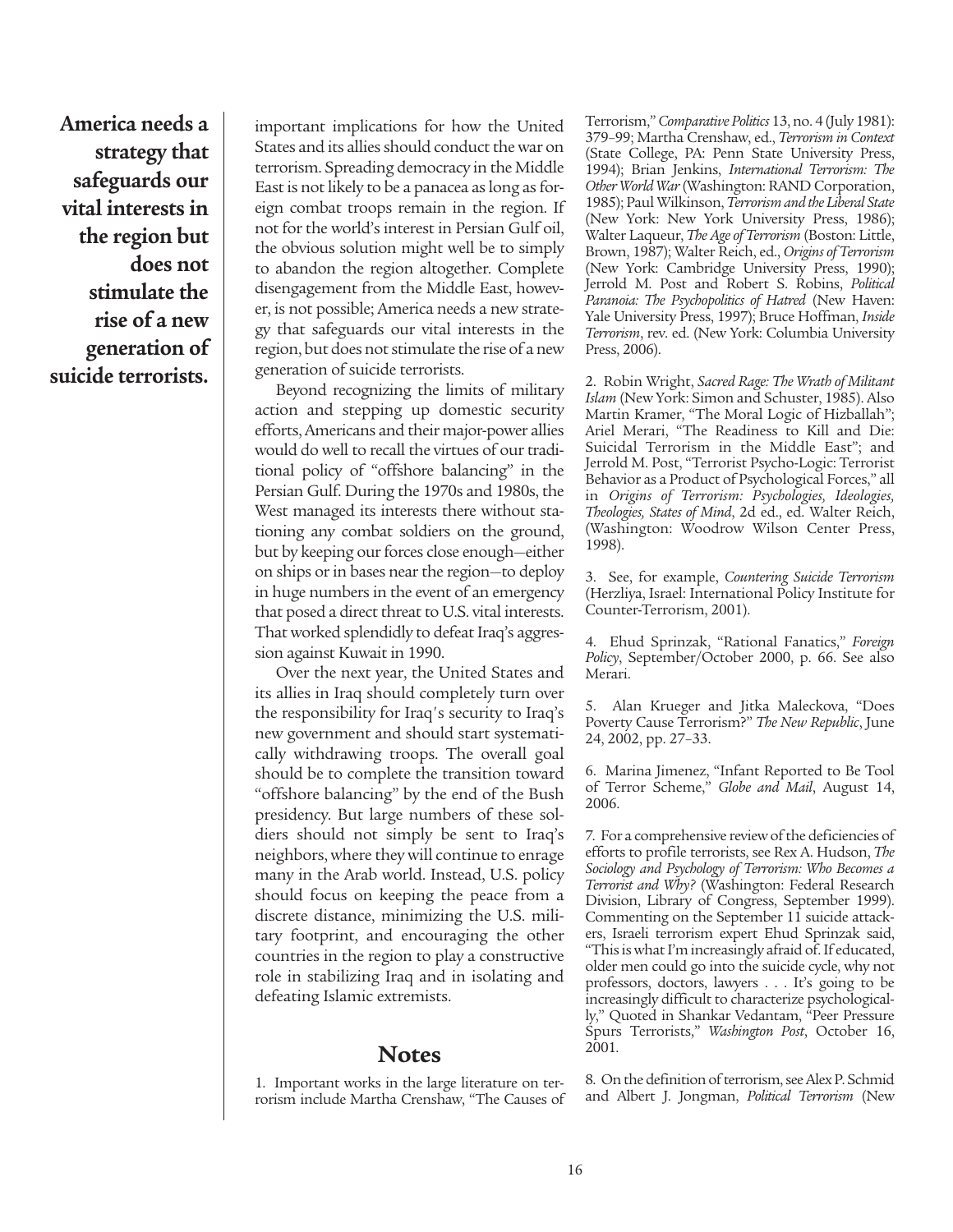**America needs a strategy that safeguards our vital interests in the region but does not stimulate the rise of a new generation of suicide terrorists.**

important implications for how the United States and its allies should conduct the war on terrorism. Spreading democracy in the Middle East is not likely to be a panacea as long as foreign combat troops remain in the region. If not for the world's interest in Persian Gulf oil, the obvious solution might well be to simply to abandon the region altogether. Complete disengagement from the Middle East, however, is not possible; America needs a new strategy that safeguards our vital interests in the region, but does not stimulate the rise of a new generation of suicide terrorists.

Beyond recognizing the limits of military action and stepping up domestic security efforts, Americans and their major-power allies would do well to recall the virtues of our traditional policy of "offshore balancing" in the Persian Gulf. During the 1970s and 1980s, the West managed its interests there without stationing any combat soldiers on the ground, but by keeping our forces close enough—either on ships or in bases near the region—to deploy in huge numbers in the event of an emergency that posed a direct threat to U.S. vital interests. That worked splendidly to defeat Iraq's aggression against Kuwait in 1990.

Over the next year, the United States and its allies in Iraq should completely turn over the responsibility for Iraq's security to Iraq's new government and should start systematically withdrawing troops. The overall goal should be to complete the transition toward "offshore balancing" by the end of the Bush presidency. But large numbers of these soldiers should not simply be sent to Iraq's neighbors, where they will continue to enrage many in the Arab world. Instead, U.S. policy should focus on keeping the peace from a discrete distance, minimizing the U.S. military footprint, and encouraging the other countries in the region to play a constructive role in stabilizing Iraq and in isolating and defeating Islamic extremists.

## Notes

1. Important works in the large literature on terrorism include Martha Crenshaw, "The Causes of Terrorism," *Comparative Politics* 13, no. 4 (July 1981): 379–99; Martha Crenshaw, ed., *Terrorism in Context* (State College, PA: Penn State University Press, 1994); Brian Jenkins, *International Terrorism: The Other World War* (Washington: RAND Corporation, 1985); Paul Wilkinson, *Terrorism and the Liberal State* (New York: New York University Press, 1986); Walter Laqueur, *The Age of Terrorism* (Boston: Little, Brown, 1987); Walter Reich, ed., *Origins of Terrorism* (New York: Cambridge University Press, 1990); Jerrold M. Post and Robert S. Robins, *Political Paranoia: The Psychopolitics of Hatred* (New Haven: Yale University Press, 1997); Bruce Hoffman, *Inside Terrorism*, rev. ed. (New York: Columbia University Press, 2006).

2. Robin Wright, *Sacred Rage: The Wrath of Militant Islam* (New York: Simon and Schuster, 1985). Also Martin Kramer, "The Moral Logic of Hizballah"; Ariel Merari, "The Readiness to Kill and Die: Suicidal Terrorism in the Middle East"; and Jerrold M. Post, "Terrorist Psycho-Logic: Terrorist Behavior as a Product of Psychological Forces," all in *Origins of Terrorism: Psychologies, Ideologies, Theologies, States of Mind*, 2d ed., ed. Walter Reich, (Washington: Woodrow Wilson Center Press, 1998).

3. See, for example, *Countering Suicide Terrorism* (Herzliya, Israel: International Policy Institute for Counter-Terrorism, 2001).

4. Ehud Sprinzak, "Rational Fanatics," *Foreign Policy*, September/October 2000, p. 66. See also Merari.

5. Alan Krueger and Jitka Maleckova, "Does Poverty Cause Terrorism?" *The New Republic*, June 24, 2002, pp. 27–33.

6. Marina Jimenez, "Infant Reported to Be Tool of Terror Scheme," *Globe and Mail*, August 14, 2006.

7. For a comprehensive review of the deficiencies of efforts to profile terrorists, see Rex A. Hudson, *The Sociology and Psychology of Terrorism: Who Becomes a Terrorist and Why?* (Washington: Federal Research Division, Library of Congress, September 1999). Commenting on the September 11 suicide attackers, Israeli terrorism expert Ehud Sprinzak said, "This is what I'm increasingly afraid of. If educated, older men could go into the suicide cycle, why not professors, doctors, lawyers . . . It's going to be increasingly difficult to characterize psychologically," Quoted in Shankar Vedantam, "Peer Pressure Spurs Terrorists," *Washington Post*, October 16, 2001.

8. On the definition of terrorism, see Alex P. Schmid and Albert J. Jongman, *Political Terrorism* (New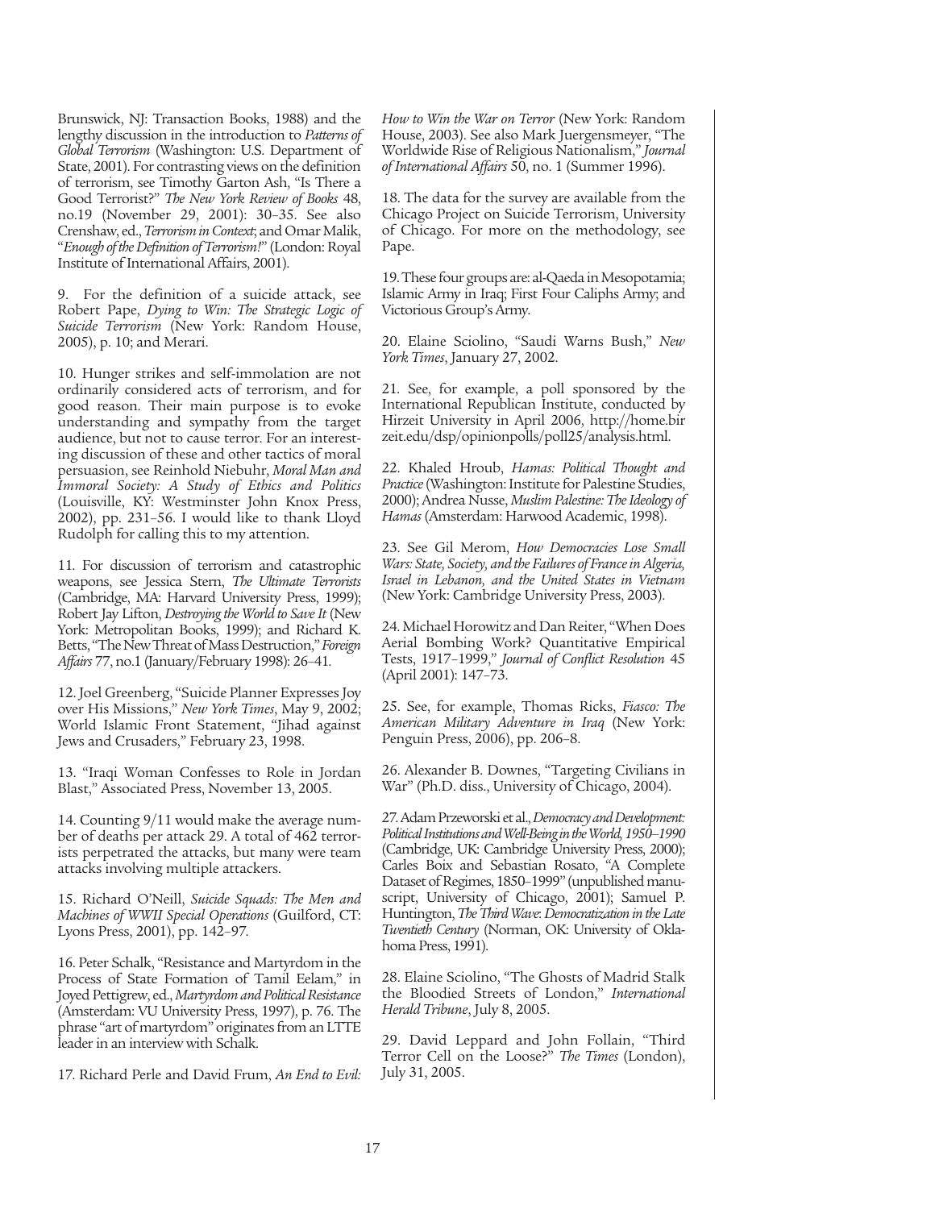Brunswick, NJ: Transaction Books, 1988) and the lengthy discussion in the introduction to *Patterns of Global Terrorism* (Washington: U.S. Department of State, 2001). For contrasting views on the definition of terrorism, see Timothy Garton Ash, "Is There a Good Terrorist?" *The New York Review of Books* 48, no.19 (November 29, 2001): 30–35. See also Crenshaw, ed., *Terrorism in Context*; and Omar Malik, "*Enough of the Definition of Terrorism!*" (London: Royal Institute of International Affairs, 2001).

9. For the definition of a suicide attack, see Robert Pape, *Dying to Win: The Strategic Logic of Suicide Terrorism* (New York: Random House, 2005), p. 10; and Merari.

10. Hunger strikes and self-immolation are not ordinarily considered acts of terrorism, and for good reason. Their main purpose is to evoke understanding and sympathy from the target audience, but not to cause terror. For an interesting discussion of these and other tactics of moral persuasion, see Reinhold Niebuhr, *Moral Man and Immoral Society: A Study of Ethics and Politics* (Louisville, KY: Westminster John Knox Press, 2002), pp. 231–56. I would like to thank Lloyd Rudolph for calling this to my attention.

11. For discussion of terrorism and catastrophic weapons, see Jessica Stern, *The Ultimate Terrorists* (Cambridge, MA: Harvard University Press, 1999); Robert Jay Lifton, *Destroying the World to Save It* (New York: Metropolitan Books, 1999); and Richard K. Betts, "The New Threat of Mass Destruction," *Foreign Affairs* 77, no.1 (January/February 1998): 26–41.

12. Joel Greenberg, "Suicide Planner Expresses Joy over His Missions," *New York Times*, May 9, 2002; World Islamic Front Statement, "Jihad against Jews and Crusaders," February 23, 1998.

13. "Iraqi Woman Confesses to Role in Jordan Blast," Associated Press, November 13, 2005.

14. Counting 9/11 would make the average number of deaths per attack 29. A total of 462 terrorists perpetrated the attacks, but many were team attacks involving multiple attackers.

15. Richard O'Neill, *Suicide Squads: The Men and Machines of WWII Special Operations* (Guilford, CT: Lyons Press, 2001), pp. 142–97.

16. Peter Schalk, "Resistance and Martyrdom in the Process of State Formation of Tamil Eelam," in Joyed Pettigrew, ed., *Martyrdom and Political Resistance* (Amsterdam: VU University Press, 1997), p. 76. The phrase "art of martyrdom" originates from an LTTE leader in an interview with Schalk.

17. Richard Perle and David Frum, *An End to Evil: How to Win the War on Terror* (New York: Random House, 2003). See also Mark Juergensmeyer, "The Worldwide Rise of Religious Nationalism," *Journal of International Affairs* 50, no. 1 (Summer 1996).

18. The data for the survey are available from the Chicago Project on Suicide Terrorism, University of Chicago. For more on the methodology, see Pape.

19. These four groups are: al-Qaeda in Mesopotamia; Islamic Army in Iraq; First Four Caliphs Army; and Victorious Group's Army.

20. Elaine Sciolino, "Saudi Warns Bush," *New York Times*, January 27, 2002.

21. See, for example, a poll sponsored by the International Republican Institute, conducted by Hirzeit University in April 2006, http://home.birzeit.edu/dsp/opinionpolls/poll25/analysis.html.

22. Khaled Hroub, *Hamas: Political Thought and Practice* (Washington: Institute for Palestine Studies, 2000); Andrea Nusse, *Muslim Palestine: The Ideology of Hamas* (Amsterdam: Harwood Academic, 1998).

23. See Gil Merom, *How Democracies Lose Small Wars: State, Society, and the Failures of France in Algeria, Israel in Lebanon, and the United States in Vietnam* (New York: Cambridge University Press, 2003).

24. Michael Horowitz and Dan Reiter, "When Does Aerial Bombing Work? Quantitative Empirical Tests, 1917–1999," *Journal of Conflict Resolution* 45 (April 2001): 147–73.

25. See, for example, Thomas Ricks, *Fiasco: The American Military Adventure in Iraq* (New York: Penguin Press, 2006), pp. 206–8.

26. Alexander B. Downes, "Targeting Civilians in War" (Ph.D. diss., University of Chicago, 2004).

27. Adam Przeworski et al., *Democracy and Development: Political Institutions and Well-Being in the World, 1950–1990* (Cambridge, UK: Cambridge University Press, 2000); Carles Boix and Sebastian Rosato, "A Complete Dataset of Regimes, 1850–1999" (unpublished manuscript, University of Chicago, 2001); Samuel P. Huntington, *The Third Wave: Democratization in the Late Twentieth Century* (Norman, OK: University of Oklahoma Press, 1991).

28. Elaine Sciolino, "The Ghosts of Madrid Stalk the Bloodied Streets of London," *International Herald Tribune*, July 8, 2005.

29. David Leppard and John Follain, "Third Terror Cell on the Loose?" *The Times* (London), July 31, 2005.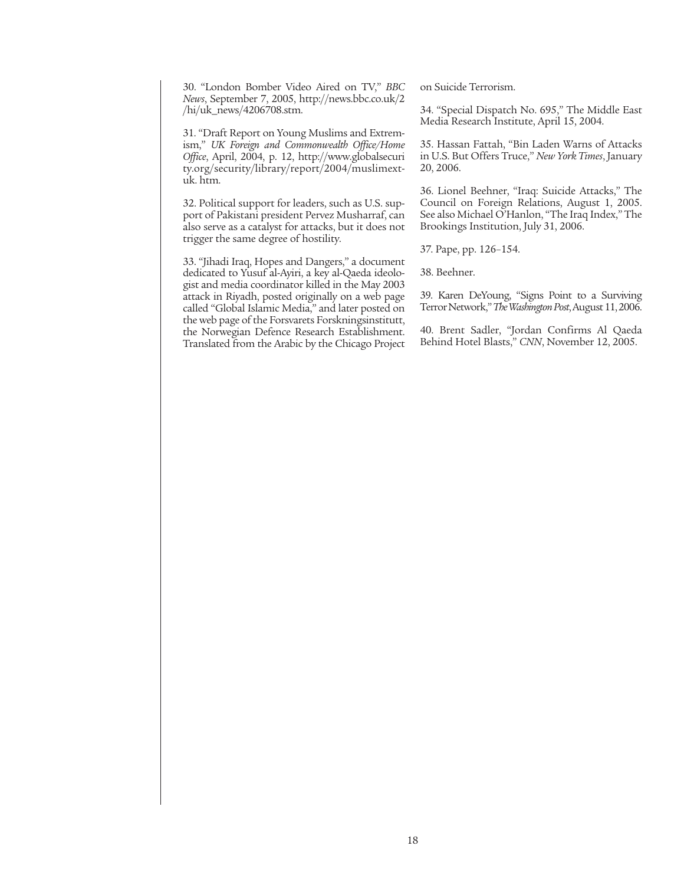30. "London Bomber Video Aired on TV," *BBC News*, September 7, 2005, http://news.bbc.co.uk/2/hi/uk_news/4206708.stm.

31. "Draft Report on Young Muslims and Extremism," *UK Foreign and Commonwealth Office/Home Office*, April, 2004, p. 12, http://www.globalsecurity.org/security/library/report/2004/muslimext-uk. htm.

32. Political support for leaders, such as U.S. support of Pakistani president Pervez Musharraf, can also serve as a catalyst for attacks, but it does not trigger the same degree of hostility.

33. "Jihadi Iraq, Hopes and Dangers," a document dedicated to Yusuf al-Ayiri, a key al-Qaeda ideologist and media coordinator killed in the May 2003 attack in Riyadh, posted originally on a web page called "Global Islamic Media," and later posted on the web page of the Forsvarets Forskningsinstitutt, the Norwegian Defence Research Establishment. Translated from the Arabic by the Chicago Project on Suicide Terrorism.

34. "Special Dispatch No. 695," The Middle East Media Research Institute, April 15, 2004.

35. Hassan Fattah, "Bin Laden Warns of Attacks in U.S. But Offers Truce," *New York Times*, January 20, 2006.

36. Lionel Beehner, "Iraq: Suicide Attacks," The Council on Foreign Relations, August 1, 2005. See also Michael O'Hanlon, "The Iraq Index," The Brookings Institution, July 31, 2006.

37. Pape, pp. 126–154.

38. Beehner.

39. Karen DeYoung, "Signs Point to a Surviving Terror Network," *The Washington Post*, August 11, 2006.

40. Brent Sadler, "Jordan Confirms Al Qaeda Behind Hotel Blasts," *CNN*, November 12, 2005.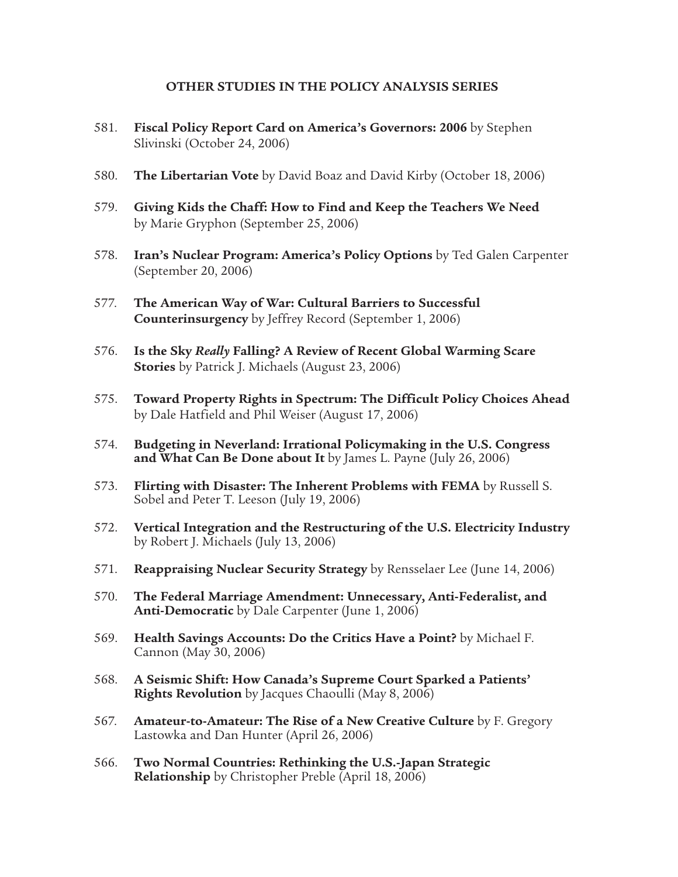**OTHER STUDIES IN THE POLICY ANALYSIS SERIES**

581. **Fiscal Policy Report Card on America's Governors: 2006** by Stephen Slivinski (October 24, 2006)

580. **The Libertarian Vote** by David Boaz and David Kirby (October 18, 2006)

579. **Giving Kids the Chaff: How to Find and Keep the Teachers We Need** by Marie Gryphon (September 25, 2006)

578. **Iran's Nuclear Program: America's Policy Options** by Ted Galen Carpenter (September 20, 2006)

577. **The American Way of War: Cultural Barriers to Successful Counterinsurgency** by Jeffrey Record (September 1, 2006)

576. **Is the Sky *Really* Falling? A Review of Recent Global Warming Scare Stories** by Patrick J. Michaels (August 23, 2006)

575. **Toward Property Rights in Spectrum: The Difficult Policy Choices Ahead** by Dale Hatfield and Phil Weiser (August 17, 2006)

574. **Budgeting in Neverland: Irrational Policymaking in the U.S. Congress and What Can Be Done about It** by James L. Payne (July 26, 2006)

573. **Flirting with Disaster: The Inherent Problems with FEMA** by Russell S. Sobel and Peter T. Leeson (July 19, 2006)

572. **Vertical Integration and the Restructuring of the U.S. Electricity Industry** by Robert J. Michaels (July 13, 2006)

571. **Reappraising Nuclear Security Strategy** by Rensselaer Lee (June 14, 2006)

570. **The Federal Marriage Amendment: Unnecessary, Anti-Federalist, and Anti-Democratic** by Dale Carpenter (June 1, 2006)

569. **Health Savings Accounts: Do the Critics Have a Point?** by Michael F. Cannon (May 30, 2006)

568. **A Seismic Shift: How Canada's Supreme Court Sparked a Patients' Rights Revolution** by Jacques Chaoulli (May 8, 2006)

567. **Amateur-to-Amateur: The Rise of a New Creative Culture** by F. Gregory Lastowka and Dan Hunter (April 26, 2006)

566. **Two Normal Countries: Rethinking the U.S.-Japan Strategic Relationship** by Christopher Preble (April 18, 2006)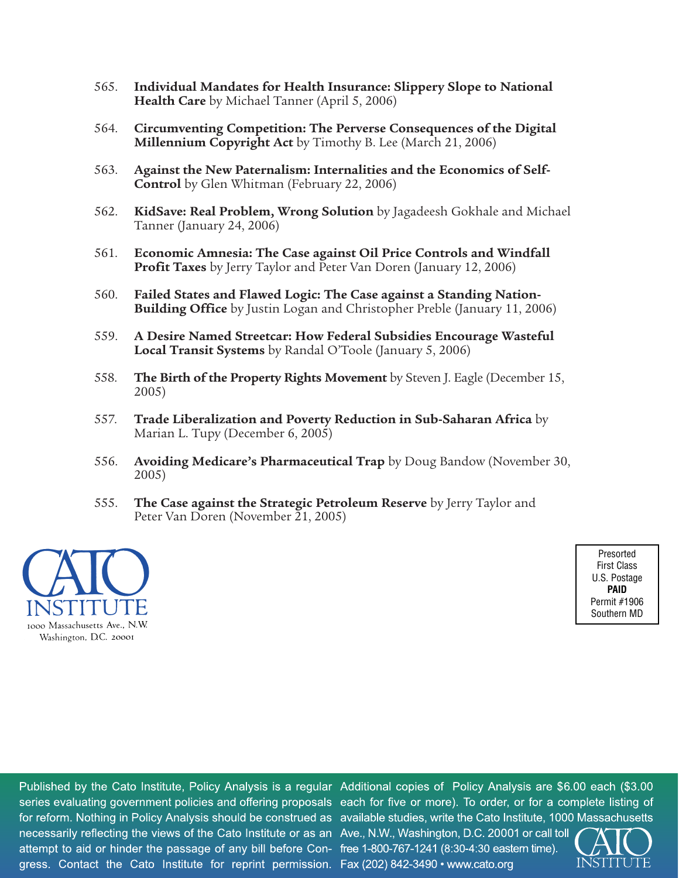565. **Individual Mandates for Health Insurance: Slippery Slope to National Health Care** by Michael Tanner (April 5, 2006)

564. **Circumventing Competition: The Perverse Consequences of the Digital Millennium Copyright Act** by Timothy B. Lee (March 21, 2006)

563. **Against the New Paternalism: Internalities and the Economics of Self-Control** by Glen Whitman (February 22, 2006)

562. **KidSave: Real Problem, Wrong Solution** by Jagadeesh Gokhale and Michael Tanner (January 24, 2006)

561. **Economic Amnesia: The Case against Oil Price Controls and Windfall Profit Taxes** by Jerry Taylor and Peter Van Doren (January 12, 2006)

560. **Failed States and Flawed Logic: The Case against a Standing Nation-Building Office** by Justin Logan and Christopher Preble (January 11, 2006)

559. **A Desire Named Streetcar: How Federal Subsidies Encourage Wasteful Local Transit Systems** by Randal O'Toole (January 5, 2006)

558. **The Birth of the Property Rights Movement** by Steven J. Eagle (December 15, 2005)

557. **Trade Liberalization and Poverty Reduction in Sub-Saharan Africa** by Marian L. Tupy (December 6, 2005)

556. **Avoiding Medicare's Pharmaceutical Trap** by Doug Bandow (November 30, 2005)

555. **The Case against the Strategic Petroleum Reserve** by Jerry Taylor and Peter Van Doren (November 21, 2005)

CATO INSTITUTE
1000 Massachusetts Ave., N.W.
Washington, D.C. 20001

Presorted
First Class
U.S. Postage
**PAID**
Permit #1906
Southern MD

Published by the Cato Institute, Policy Analysis is a regular series evaluating government policies and offering proposals for reform. Nothing in Policy Analysis should be construed as necessarily reflecting the views of the Cato Institute or as an attempt to aid or hinder the passage of any bill before Congress. Contact the Cato Institute for reprint permission. Additional copies of Policy Analysis are $6.00 each ($3.00 each for five or more). To order, or for a complete listing of available studies, write the Cato Institute, 1000 Massachusetts Ave., N.W., Washington, D.C. 20001 or call toll free 1-800-767-1241 (8:30-4:30 eastern time). Fax (202) 842-3490 • www.cato.org